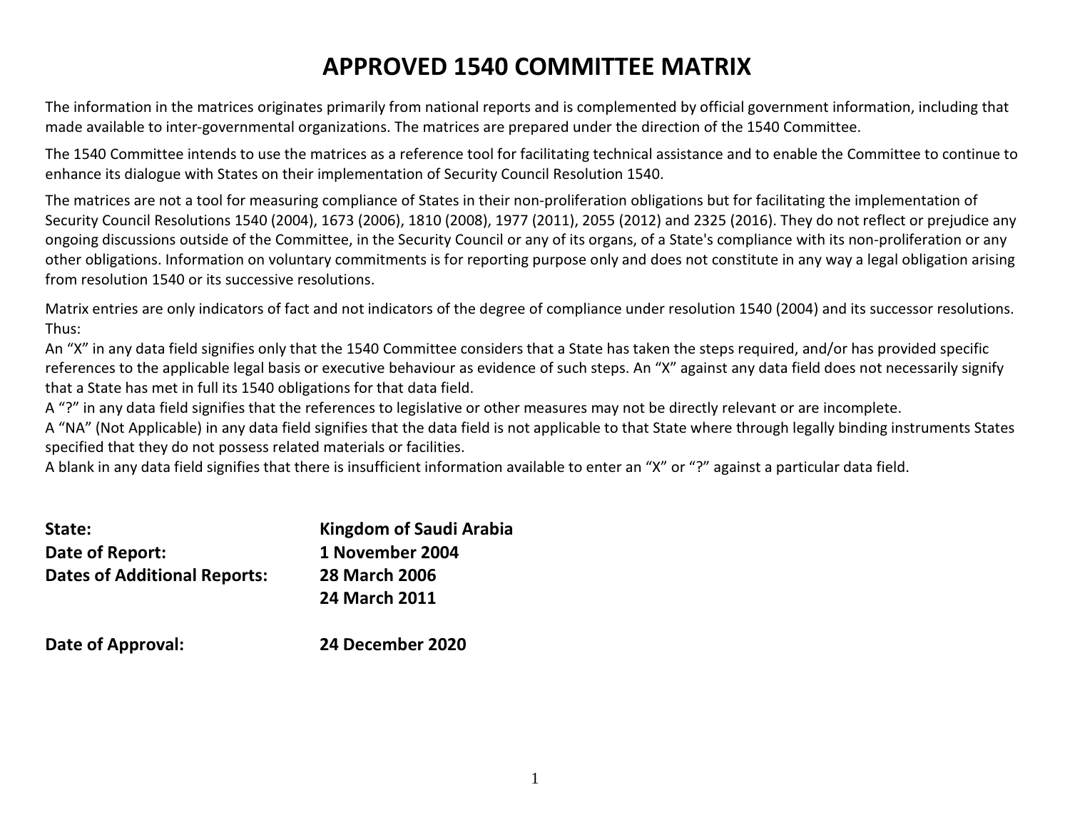# APPROVED 1540 COMMITTEE MATRIX

The information in the matrices originates primarily from national reports and is complemented by official government information, including that made available to inter-governmental organizations. The matrices are prepared under the direction of the 1540 Committee.

The 1540 Committee intends to use the matrices as a reference tool for facilitating technical assistance and to enable the Committee to continue to enhance its dialogue with States on their implementation of Security Council Resolution 1540.

The matrices are not a tool for measuring compliance of States in their non-proliferation obligations but for facilitating the implementation of Security Council Resolutions 1540 (2004), 1673 (2006), 1810 (2008), 1977 (2011), 2055 (2012) and 2325 (2016). They do not reflect or prejudice any ongoing discussions outside of the Committee, in the Security Council or any of its organs, of a State's compliance with its non-proliferation or any other obligations. Information on voluntary commitments is for reporting purpose only and does not constitute in any way a legal obligation arising from resolution 1540 or its successive resolutions.

Matrix entries are only indicators of fact and not indicators of the degree of compliance under resolution 1540 (2004) and its successor resolutions. Thus:

An "X" in any data field signifies only that the 1540 Committee considers that a State has taken the steps required, and/or has provided specific references to the applicable legal basis or executive behaviour as evidence of such steps. An "X" against any data field does not necessarily signify that a State has met in full its 1540 obligations for that data field.

A "?" in any data field signifies that the references to legislative or other measures may not be directly relevant or are incomplete.

A "NA" (Not Applicable) in any data field signifies that the data field is not applicable to that State where through legally binding instruments States specified that they do not possess related materials or facilities.

A blank in any data field signifies that there is insufficient information available to enter an "X" or "?" against a particular data field.

**State:** **Kingdom of Saudi Arabia**

**Date of Report:** **1 November 2004**

**Dates of Additional Reports:** **28 March 2006**

**24 March 2011**

**Date of Approval:** **24 December 2020**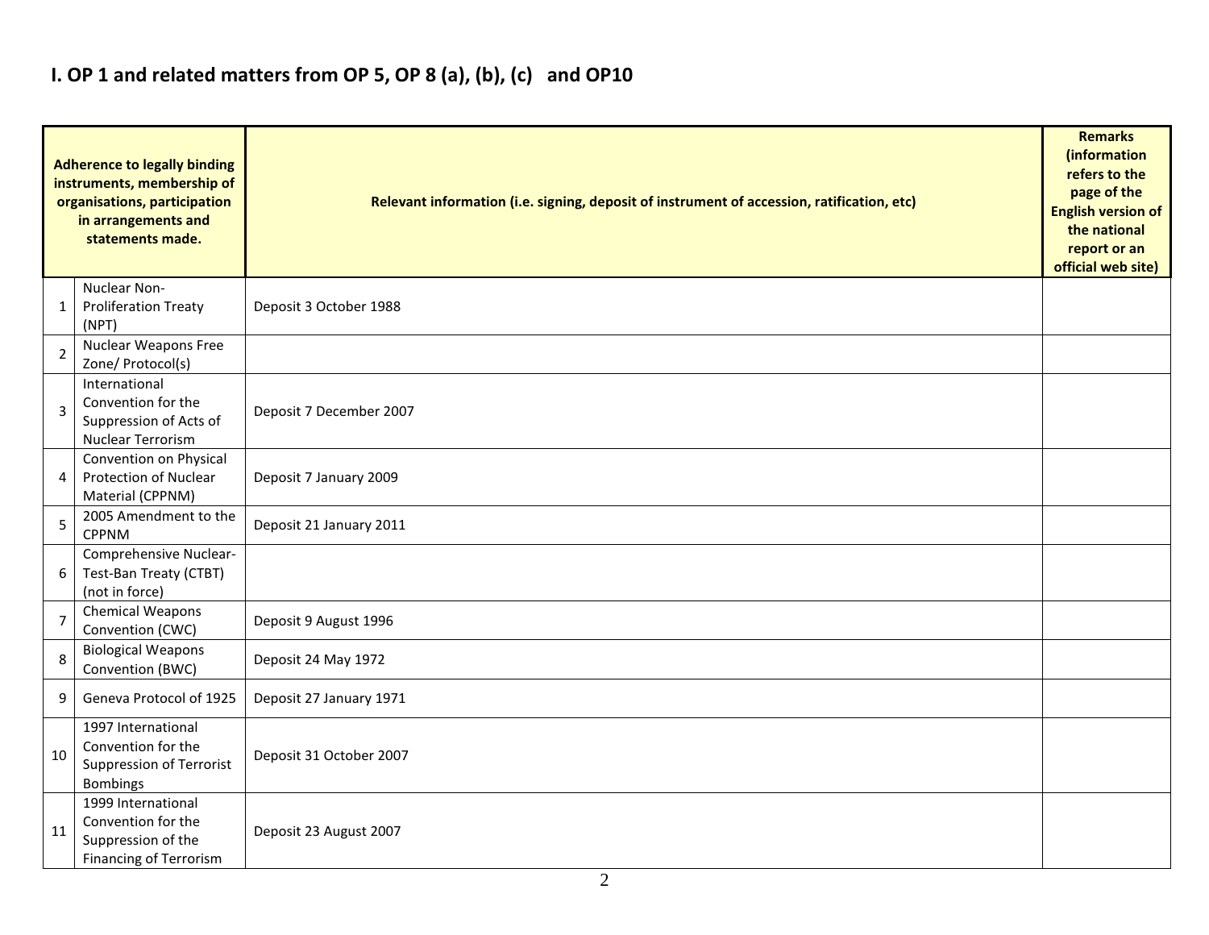## I. OP 1 and related matters from OP 5, OP 8 (a), (b), (c) and OP10

| Adherence to legally binding instruments, membership of organisations, participation in arrangements and statements made. | | Relevant information (i.e. signing, deposit of instrument of accession, ratification, etc) | Remarks (information refers to the page of the English version of the national report or an official web site) |
|---|---|---|---|
| 1 | Nuclear Non-Proliferation Treaty (NPT) | Deposit 3 October 1988 | |
| 2 | Nuclear Weapons Free Zone/ Protocol(s) | | |
| 3 | International Convention for the Suppression of Acts of Nuclear Terrorism | Deposit 7 December 2007 | |
| 4 | Convention on Physical Protection of Nuclear Material (CPPNM) | Deposit 7 January 2009 | |
| 5 | 2005 Amendment to the CPPNM | Deposit 21 January 2011 | |
| 6 | Comprehensive Nuclear-Test-Ban Treaty (CTBT) (not in force) | | |
| 7 | Chemical Weapons Convention (CWC) | Deposit 9 August 1996 | |
| 8 | Biological Weapons Convention (BWC) | Deposit 24 May 1972 | |
| 9 | Geneva Protocol of 1925 | Deposit 27 January 1971 | |
| 10 | 1997 International Convention for the Suppression of Terrorist Bombings | Deposit 31 October 2007 | |
| 11 | 1999 International Convention for the Suppression of the Financing of Terrorism | Deposit 23 August 2007 | |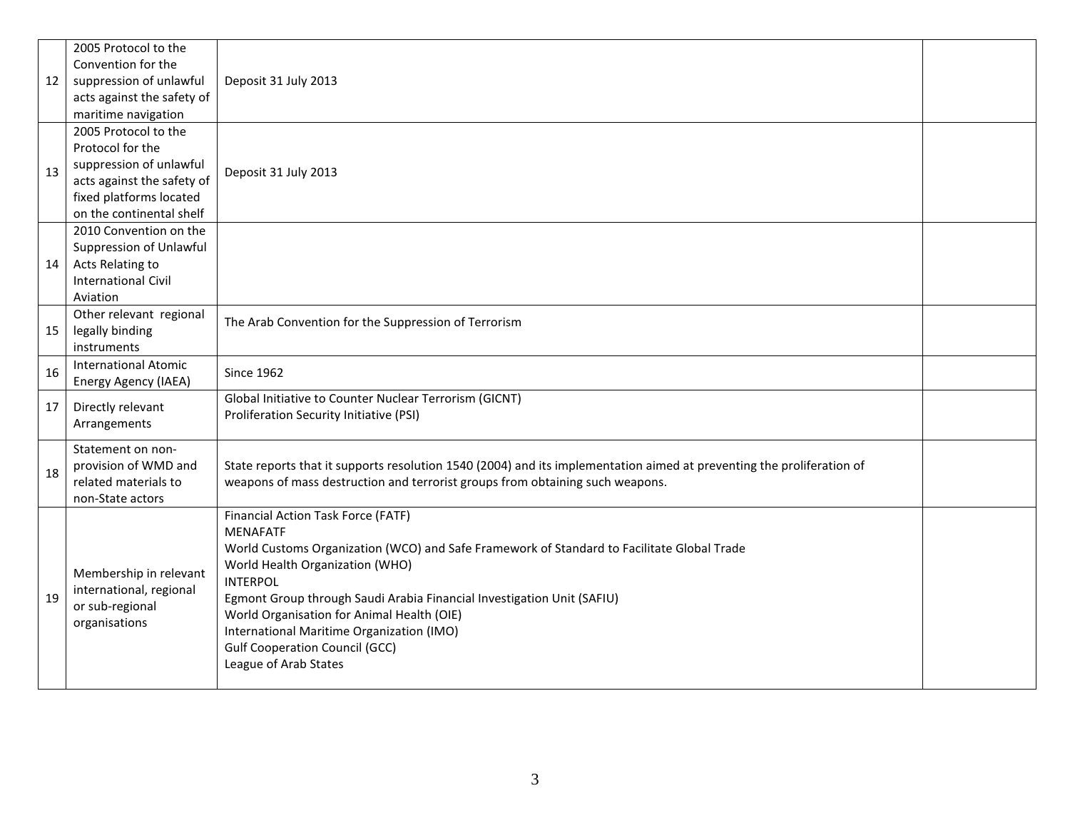| | | | |
|---|---|---|---|
| 12 | 2005 Protocol to the Convention for the suppression of unlawful acts against the safety of maritime navigation | Deposit 31 July 2013 | |
| 13 | 2005 Protocol to the Protocol for the suppression of unlawful acts against the safety of fixed platforms located on the continental shelf | Deposit 31 July 2013 | |
| 14 | 2010 Convention on the Suppression of Unlawful Acts Relating to International Civil Aviation | | |
| 15 | Other relevant regional legally binding instruments | The Arab Convention for the Suppression of Terrorism | |
| 16 | International Atomic Energy Agency (IAEA) | Since 1962 | |
| 17 | Directly relevant Arrangements | Global Initiative to Counter Nuclear Terrorism (GICNT)<br>Proliferation Security Initiative (PSI) | |
| 18 | Statement on non-provision of WMD and related materials to non-State actors | State reports that it supports resolution 1540 (2004) and its implementation aimed at preventing the proliferation of weapons of mass destruction and terrorist groups from obtaining such weapons. | |
| 19 | Membership in relevant international, regional or sub-regional organisations | Financial Action Task Force (FATF)<br>MENAFATF<br>World Customs Organization (WCO) and Safe Framework of Standard to Facilitate Global Trade<br>World Health Organization (WHO)<br>INTERPOL<br>Egmont Group through Saudi Arabia Financial Investigation Unit (SAFIU)<br>World Organisation for Animal Health (OIE)<br>International Maritime Organization (IMO)<br>Gulf Cooperation Council (GCC)<br>League of Arab States | |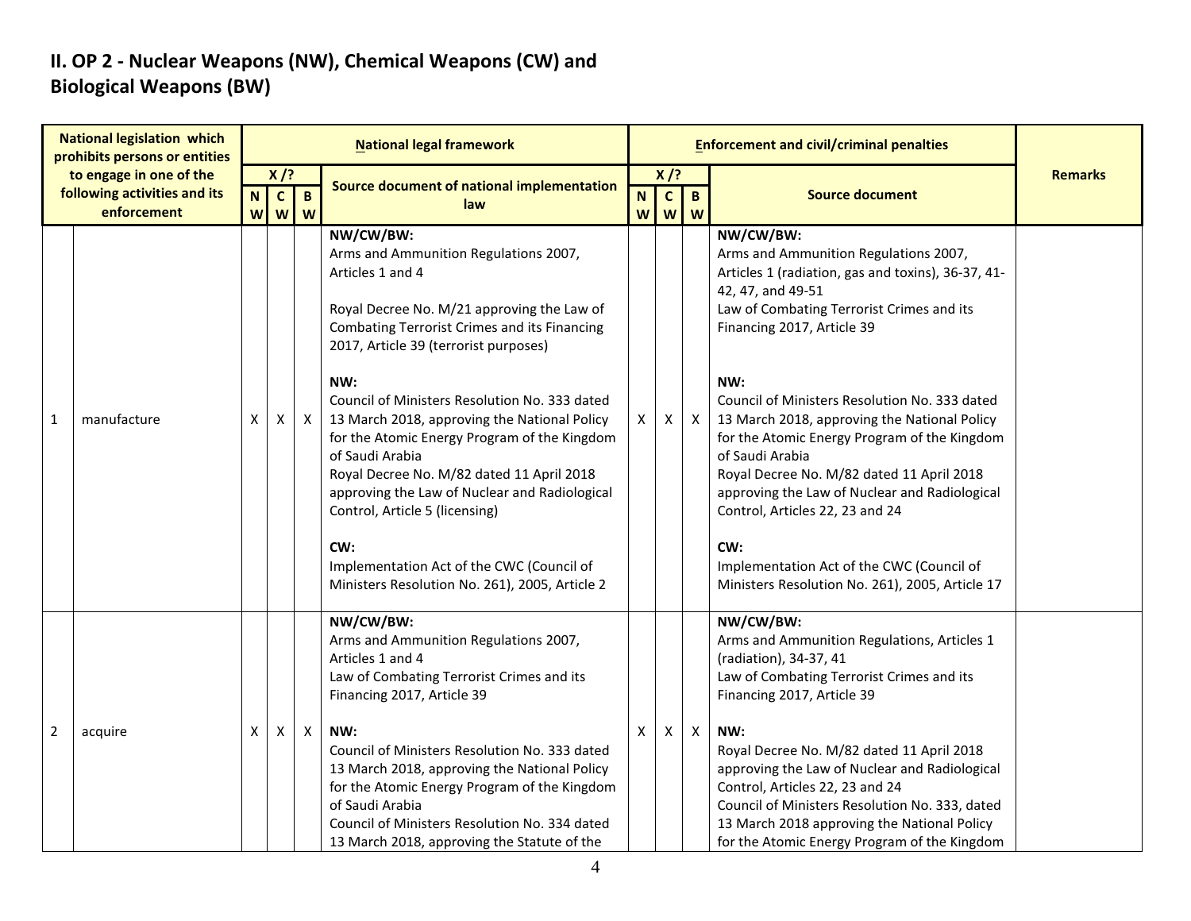## II. OP 2 - Nuclear Weapons (NW), Chemical Weapons (CW) and Biological Weapons (BW)

| | National legislation which prohibits persons or entities to engage in one of the following activities and its enforcement | National legal framework | | | | Enforcement and civil/criminal penalties | | | | Remarks |
|---|---|---|---|---|---|---|---|---|---|---|
| | | X /? | | | Source document of national implementation law | X /? | | | Source document | |
| | | NW | CW | BW | | NW | CW | BW | | |
| 1 | manufacture | X | X | X | **NW/CW/BW:**<br>Arms and Ammunition Regulations 2007, Articles 1 and 4<br><br>Royal Decree No. M/21 approving the Law of Combating Terrorist Crimes and its Financing 2017, Article 39 (terrorist purposes)<br><br>**NW:**<br>Council of Ministers Resolution No. 333 dated 13 March 2018, approving the National Policy for the Atomic Energy Program of the Kingdom of Saudi Arabia<br>Royal Decree No. M/82 dated 11 April 2018 approving the Law of Nuclear and Radiological Control, Article 5 (licensing)<br><br>**CW:**<br>Implementation Act of the CWC (Council of Ministers Resolution No. 261), 2005, Article 2 | X | X | X | **NW/CW/BW:**<br>Arms and Ammunition Regulations 2007, Articles 1 (radiation, gas and toxins), 36-37, 41-42, 47, and 49-51<br>Law of Combating Terrorist Crimes and its Financing 2017, Article 39<br><br>**NW:**<br>Council of Ministers Resolution No. 333 dated 13 March 2018, approving the National Policy for the Atomic Energy Program of the Kingdom of Saudi Arabia<br>Royal Decree No. M/82 dated 11 April 2018 approving the Law of Nuclear and Radiological Control, Articles 22, 23 and 24<br><br>**CW:**<br>Implementation Act of the CWC (Council of Ministers Resolution No. 261), 2005, Article 17 | |
| 2 | acquire | X | X | X | **NW/CW/BW:**<br>Arms and Ammunition Regulations 2007, Articles 1 and 4<br>Law of Combating Terrorist Crimes and its Financing 2017, Article 39<br><br>**NW:**<br>Council of Ministers Resolution No. 333 dated 13 March 2018, approving the National Policy for the Atomic Energy Program of the Kingdom of Saudi Arabia<br>Council of Ministers Resolution No. 334 dated 13 March 2018, approving the Statute of the | X | X | X | **NW/CW/BW:**<br>Arms and Ammunition Regulations, Articles 1 (radiation), 34-37, 41<br>Law of Combating Terrorist Crimes and its Financing 2017, Article 39<br><br>**NW:**<br>Royal Decree No. M/82 dated 11 April 2018 approving the Law of Nuclear and Radiological Control, Articles 22, 23 and 24<br>Council of Ministers Resolution No. 333, dated 13 March 2018 approving the National Policy for the Atomic Energy Program of the Kingdom | |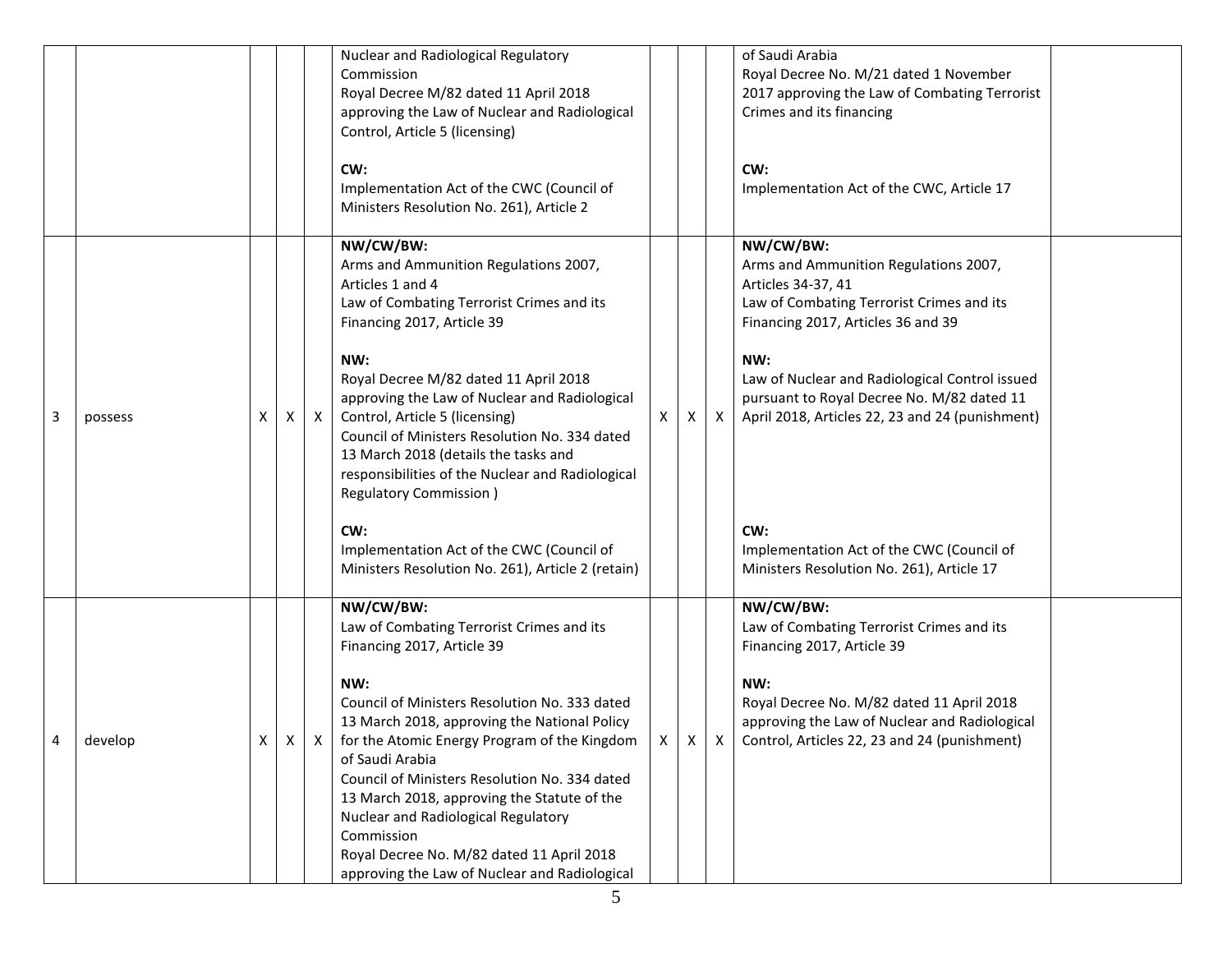| | | | | | | | | | | |
|---|---|---|---|---|---|---|---|---|---|---|
| | | | | | Nuclear and Radiological Regulatory Commission<br>Royal Decree M/82 dated 11 April 2018 approving the Law of Nuclear and Radiological Control, Article 5 (licensing)<br><br>**CW:**<br>Implementation Act of the CWC (Council of Ministers Resolution No. 261), Article 2 | | | | of Saudi Arabia<br>Royal Decree No. M/21 dated 1 November 2017 approving the Law of Combating Terrorist Crimes and its financing<br><br>**CW:**<br>Implementation Act of the CWC, Article 17 | |
| 3 | possess | X | X | X | **NW/CW/BW:**<br>Arms and Ammunition Regulations 2007, Articles 1 and 4<br>Law of Combating Terrorist Crimes and its Financing 2017, Article 39<br><br>**NW:**<br>Royal Decree M/82 dated 11 April 2018 approving the Law of Nuclear and Radiological Control, Article 5 (licensing)<br>Council of Ministers Resolution No. 334 dated 13 March 2018 (details the tasks and responsibilities of the Nuclear and Radiological Regulatory Commission )<br><br>**CW:**<br>Implementation Act of the CWC (Council of Ministers Resolution No. 261), Article 2 (retain) | X | X | X | **NW/CW/BW:**<br>Arms and Ammunition Regulations 2007, Articles 34-37, 41<br>Law of Combating Terrorist Crimes and its Financing 2017, Articles 36 and 39<br><br>**NW:**<br>Law of Nuclear and Radiological Control issued pursuant to Royal Decree No. M/82 dated 11 April 2018, Articles 22, 23 and 24 (punishment)<br><br>**CW:**<br>Implementation Act of the CWC (Council of Ministers Resolution No. 261), Article 17 | |
| 4 | develop | X | X | X | **NW/CW/BW:**<br>Law of Combating Terrorist Crimes and its Financing 2017, Article 39<br><br>**NW:**<br>Council of Ministers Resolution No. 333 dated 13 March 2018, approving the National Policy for the Atomic Energy Program of the Kingdom of Saudi Arabia<br>Council of Ministers Resolution No. 334 dated 13 March 2018, approving the Statute of the Nuclear and Radiological Regulatory Commission<br>Royal Decree No. M/82 dated 11 April 2018 approving the Law of Nuclear and Radiological | X | X | X | **NW/CW/BW:**<br>Law of Combating Terrorist Crimes and its Financing 2017, Article 39<br><br>**NW:**<br>Royal Decree No. M/82 dated 11 April 2018 approving the Law of Nuclear and Radiological Control, Articles 22, 23 and 24 (punishment) | |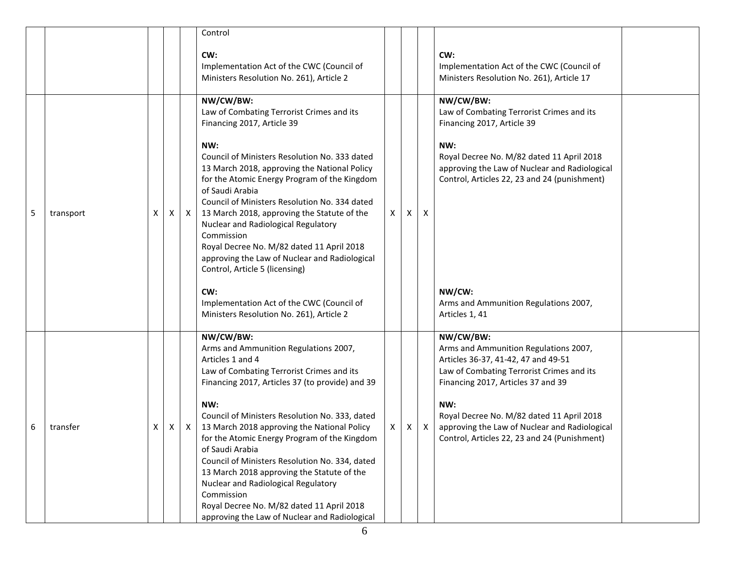| | | | | | | | | | | |
|---|---|---|---|---|---|---|---|---|---|---|
| | | | | | Control<br><br>**CW:**<br>Implementation Act of the CWC (Council of Ministers Resolution No. 261), Article 2 | | | | **CW:**<br>Implementation Act of the CWC (Council of Ministers Resolution No. 261), Article 17 | |
| 5 | transport | X | X | X | **NW/CW/BW:**<br>Law of Combating Terrorist Crimes and its Financing 2017, Article 39<br><br>**NW:**<br>Council of Ministers Resolution No. 333 dated 13 March 2018, approving the National Policy for the Atomic Energy Program of the Kingdom of Saudi Arabia<br>Council of Ministers Resolution No. 334 dated 13 March 2018, approving the Statute of the Nuclear and Radiological Regulatory Commission<br>Royal Decree No. M/82 dated 11 April 2018 approving the Law of Nuclear and Radiological Control, Article 5 (licensing)<br><br>**CW:**<br>Implementation Act of the CWC (Council of Ministers Resolution No. 261), Article 2 | X | X | X | **NW/CW/BW:**<br>Law of Combating Terrorist Crimes and its Financing 2017, Article 39<br><br>**NW:**<br>Royal Decree No. M/82 dated 11 April 2018 approving the Law of Nuclear and Radiological Control, Articles 22, 23 and 24 (punishment)<br><br>**NW/CW:**<br>Arms and Ammunition Regulations 2007, Articles 1, 41 | |
| 6 | transfer | X | X | X | **NW/CW/BW:**<br>Arms and Ammunition Regulations 2007, Articles 1 and 4<br>Law of Combating Terrorist Crimes and its Financing 2017, Articles 37 (to provide) and 39<br><br>**NW:**<br>Council of Ministers Resolution No. 333, dated 13 March 2018 approving the National Policy for the Atomic Energy Program of the Kingdom of Saudi Arabia<br>Council of Ministers Resolution No. 334, dated 13 March 2018 approving the Statute of the Nuclear and Radiological Regulatory Commission<br>Royal Decree No. M/82 dated 11 April 2018 approving the Law of Nuclear and Radiological | X | X | X | **NW/CW/BW:**<br>Arms and Ammunition Regulations 2007, Articles 36-37, 41-42, 47 and 49-51<br>Law of Combating Terrorist Crimes and its Financing 2017, Articles 37 and 39<br><br>**NW:**<br>Royal Decree No. M/82 dated 11 April 2018 approving the Law of Nuclear and Radiological Control, Articles 22, 23 and 24 (Punishment) | |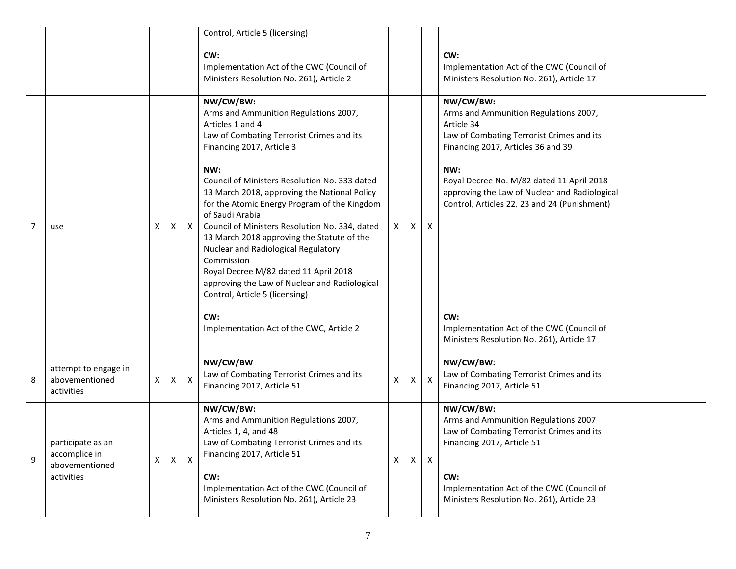| | | | | | | | | | | |
|---|---|---|---|---|---|---|---|---|---|---|
| | | | | | Control, Article 5 (licensing)<br><br>**CW:**<br>Implementation Act of the CWC (Council of Ministers Resolution No. 261), Article 2 | | | | **CW:**<br>Implementation Act of the CWC (Council of Ministers Resolution No. 261), Article 17 | |
| 7 | use | X | X | X | **NW/CW/BW:**<br>Arms and Ammunition Regulations 2007, Articles 1 and 4<br>Law of Combating Terrorist Crimes and its Financing 2017, Article 3<br><br>**NW:**<br>Council of Ministers Resolution No. 333 dated 13 March 2018, approving the National Policy for the Atomic Energy Program of the Kingdom of Saudi Arabia<br>Council of Ministers Resolution No. 334, dated 13 March 2018 approving the Statute of the Nuclear and Radiological Regulatory Commission<br>Royal Decree M/82 dated 11 April 2018 approving the Law of Nuclear and Radiological Control, Article 5 (licensing)<br><br>**CW:**<br>Implementation Act of the CWC, Article 2 | X | X | X | **NW/CW/BW:**<br>Arms and Ammunition Regulations 2007, Article 34<br>Law of Combating Terrorist Crimes and its Financing 2017, Articles 36 and 39<br><br>**NW:**<br>Royal Decree No. M/82 dated 11 April 2018 approving the Law of Nuclear and Radiological Control, Articles 22, 23 and 24 (Punishment)<br><br>**CW:**<br>Implementation Act of the CWC (Council of Ministers Resolution No. 261), Article 17 | |
| 8 | attempt to engage in abovementioned activities | X | X | X | **NW/CW/BW**<br>Law of Combating Terrorist Crimes and its Financing 2017, Article 51 | X | X | X | **NW/CW/BW:**<br>Law of Combating Terrorist Crimes and its Financing 2017, Article 51 | |
| 9 | participate as an accomplice in abovementioned activities | X | X | X | **NW/CW/BW:**<br>Arms and Ammunition Regulations 2007, Articles 1, 4, and 48<br>Law of Combating Terrorist Crimes and its Financing 2017, Article 51<br><br>**CW:**<br>Implementation Act of the CWC (Council of Ministers Resolution No. 261), Article 23 | X | X | X | **NW/CW/BW:**<br>Arms and Ammunition Regulations 2007<br>Law of Combating Terrorist Crimes and its Financing 2017, Article 51<br><br>**CW:**<br>Implementation Act of the CWC (Council of Ministers Resolution No. 261), Article 23 | |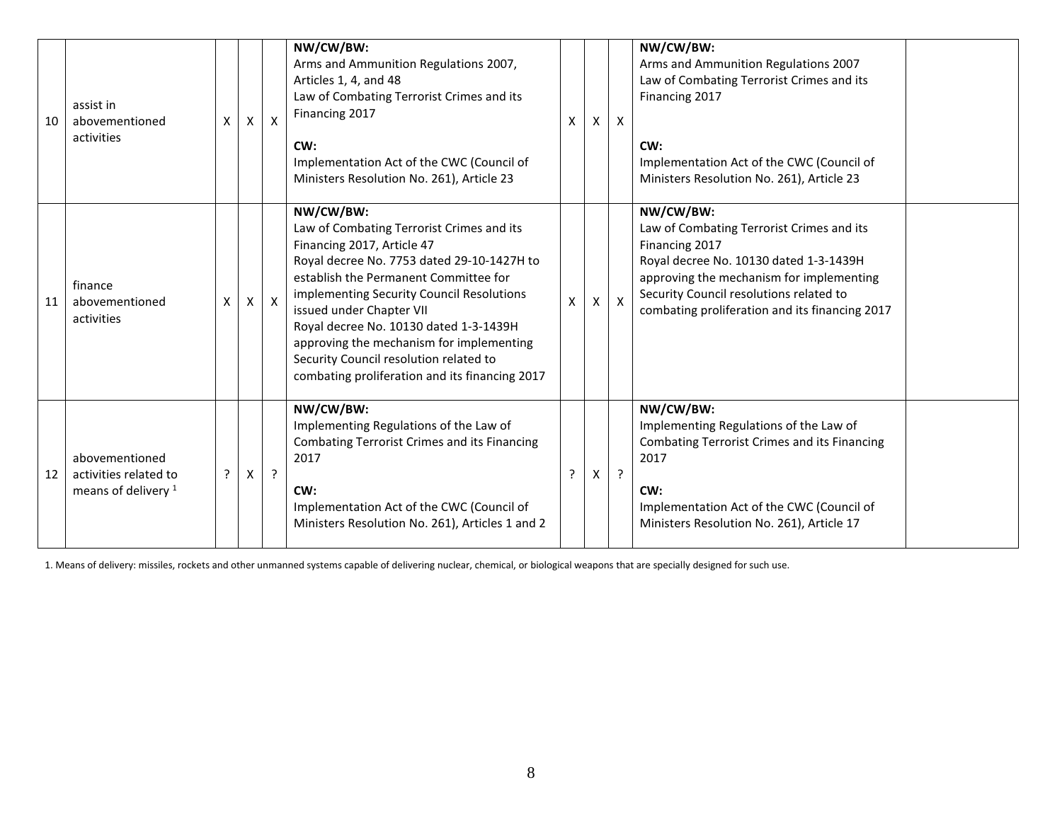| 10 | assist in abovementioned activities | X | X | X | **NW/CW/BW:**<br>Arms and Ammunition Regulations 2007, Articles 1, 4, and 48<br>Law of Combating Terrorist Crimes and its Financing 2017<br><br>**CW:**<br>Implementation Act of the CWC (Council of Ministers Resolution No. 261), Article 23 | X | X | X | **NW/CW/BW:**<br>Arms and Ammunition Regulations 2007<br>Law of Combating Terrorist Crimes and its Financing 2017<br><br>**CW:**<br>Implementation Act of the CWC (Council of Ministers Resolution No. 261), Article 23 | |
|---|---|---|---|---|---|---|---|---|---|---|
| 11 | finance abovementioned activities | X | X | X | **NW/CW/BW:**<br>Law of Combating Terrorist Crimes and its Financing 2017, Article 47<br>Royal decree No. 7753 dated 29-10-1427H to establish the Permanent Committee for implementing Security Council Resolutions issued under Chapter VII<br>Royal decree No. 10130 dated 1-3-1439H approving the mechanism for implementing Security Council resolution related to combating proliferation and its financing 2017 | X | X | X | **NW/CW/BW:**<br>Law of Combating Terrorist Crimes and its Financing 2017<br>Royal decree No. 10130 dated 1-3-1439H approving the mechanism for implementing Security Council resolutions related to combating proliferation and its financing 2017 | |
| 12 | abovementioned activities related to means of delivery [1] | ? | X | ? | **NW/CW/BW:**<br>Implementing Regulations of the Law of Combating Terrorist Crimes and its Financing 2017<br><br>**CW:**<br>Implementation Act of the CWC (Council of Ministers Resolution No. 261), Articles 1 and 2 | ? | X | ? | **NW/CW/BW:**<br>Implementing Regulations of the Law of Combating Terrorist Crimes and its Financing 2017<br><br>**CW:**<br>Implementation Act of the CWC (Council of Ministers Resolution No. 261), Article 17 | |

1. Means of delivery: missiles, rockets and other unmanned systems capable of delivering nuclear, chemical, or biological weapons that are specially designed for such use.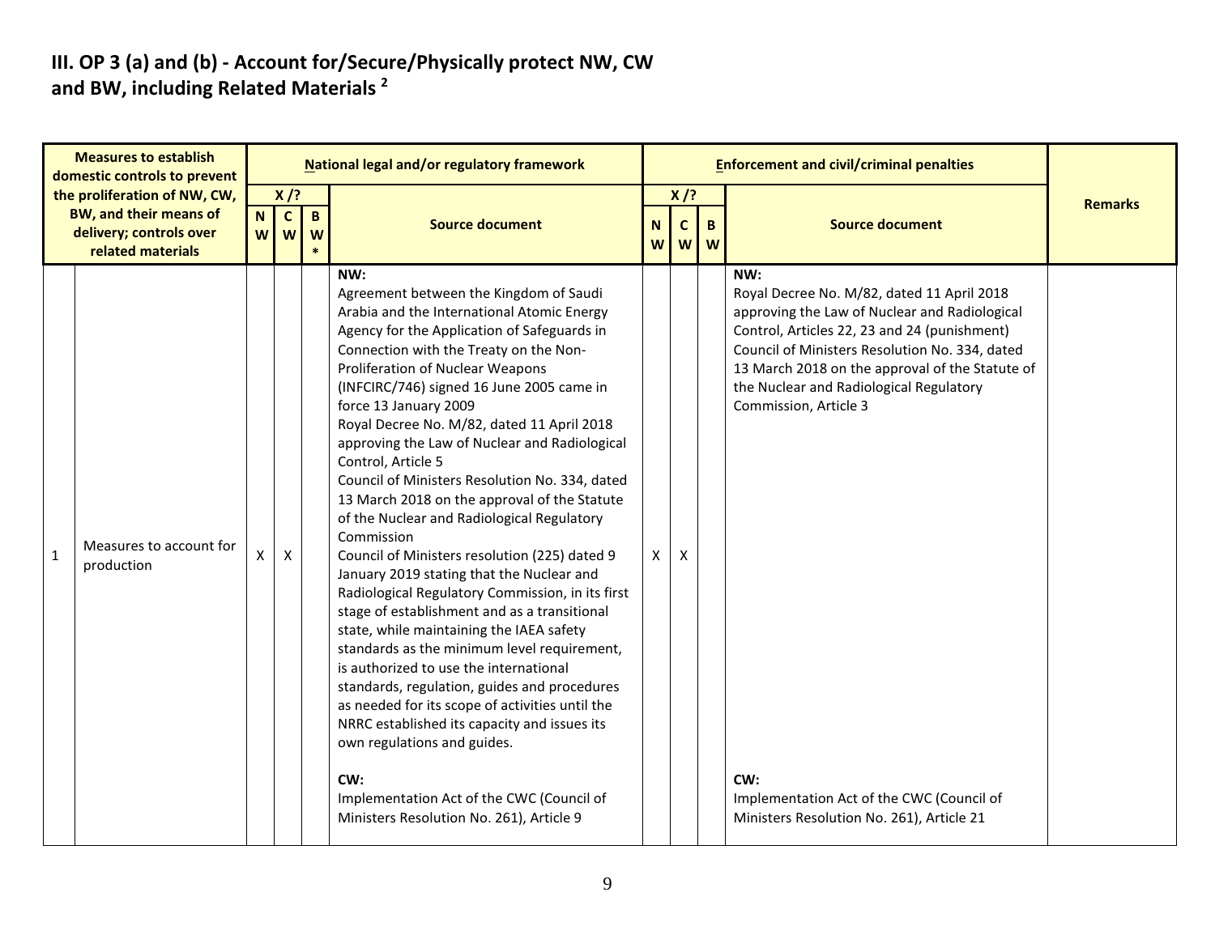## III. OP 3 (a) and (b) - Account for/Secure/Physically protect NW, CW and BW, including Related Materials [2]

| Measures to establish domestic controls to prevent the proliferation of NW, CW, BW, and their means of delivery; controls over related materials | | National legal and/or regulatory framework | | | | Enforcement and civil/criminal penalties | | | | Remarks |
|---|---|---|---|---|---|---|---|---|---|---|
| | | X /? | | | Source document | X /? | | | Source document | |
| | | NW | CW | BW* | | NW | CW | BW | | |
| 1 | Measures to account for production | X | X | | **NW:**<br>Agreement between the Kingdom of Saudi Arabia and the International Atomic Energy Agency for the Application of Safeguards in Connection with the Treaty on the Non-Proliferation of Nuclear Weapons (INFCIRC/746) signed 16 June 2005 came in force 13 January 2009<br>Royal Decree No. M/82, dated 11 April 2018 approving the Law of Nuclear and Radiological Control, Article 5<br>Council of Ministers Resolution No. 334, dated 13 March 2018 on the approval of the Statute of the Nuclear and Radiological Regulatory Commission<br>Council of Ministers resolution (225) dated 9 January 2019 stating that the Nuclear and Radiological Regulatory Commission, in its first stage of establishment and as a transitional state, while maintaining the IAEA safety standards as the minimum level requirement, is authorized to use the international standards, regulation, guides and procedures as needed for its scope of activities until the NRRC established its capacity and issues its own regulations and guides.<br><br>**CW:**<br>Implementation Act of the CWC (Council of Ministers Resolution No. 261), Article 9 | X | X | | **NW:**<br>Royal Decree No. M/82, dated 11 April 2018 approving the Law of Nuclear and Radiological Control, Articles 22, 23 and 24 (punishment)<br>Council of Ministers Resolution No. 334, dated 13 March 2018 on the approval of the Statute of the Nuclear and Radiological Regulatory Commission, Article 3<br><br>**CW:**<br>Implementation Act of the CWC (Council of Ministers Resolution No. 261), Article 21 | |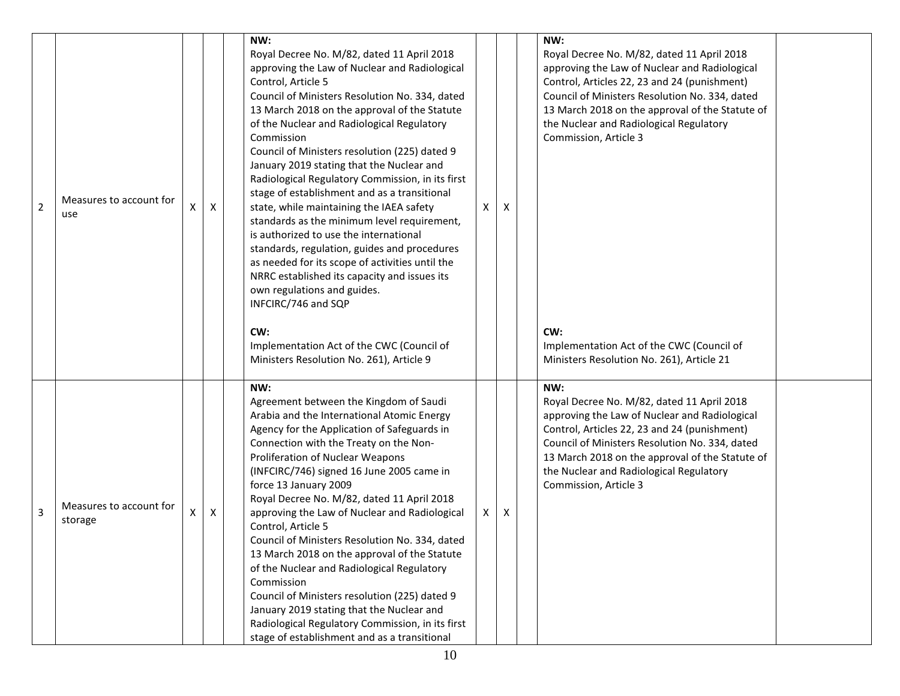| | | | | | | | | | | |
|---|---|---|---|---|---|---|---|---|---|---|
| 2 | Measures to account for use | X | X | | **NW:**<br>Royal Decree No. M/82, dated 11 April 2018 approving the Law of Nuclear and Radiological Control, Article 5<br>Council of Ministers Resolution No. 334, dated 13 March 2018 on the approval of the Statute of the Nuclear and Radiological Regulatory Commission<br>Council of Ministers resolution (225) dated 9 January 2019 stating that the Nuclear and Radiological Regulatory Commission, in its first stage of establishment and as a transitional state, while maintaining the IAEA safety standards as the minimum level requirement, is authorized to use the international standards, regulation, guides and procedures as needed for its scope of activities until the NRRC established its capacity and issues its own regulations and guides.<br>INFCIRC/746 and SQP<br><br>**CW:**<br>Implementation Act of the CWC (Council of Ministers Resolution No. 261), Article 9 | X | X | | **NW:**<br>Royal Decree No. M/82, dated 11 April 2018 approving the Law of Nuclear and Radiological Control, Articles 22, 23 and 24 (punishment)<br>Council of Ministers Resolution No. 334, dated 13 March 2018 on the approval of the Statute of the Nuclear and Radiological Regulatory Commission, Article 3<br><br>**CW:**<br>Implementation Act of the CWC (Council of Ministers Resolution No. 261), Article 21 | |
| 3 | Measures to account for storage | X | X | | **NW:**<br>Agreement between the Kingdom of Saudi Arabia and the International Atomic Energy Agency for the Application of Safeguards in Connection with the Treaty on the Non-Proliferation of Nuclear Weapons (INFCIRC/746) signed 16 June 2005 came in force 13 January 2009<br>Royal Decree No. M/82, dated 11 April 2018 approving the Law of Nuclear and Radiological Control, Article 5<br>Council of Ministers Resolution No. 334, dated 13 March 2018 on the approval of the Statute of the Nuclear and Radiological Regulatory Commission<br>Council of Ministers resolution (225) dated 9 January 2019 stating that the Nuclear and Radiological Regulatory Commission, in its first stage of establishment and as a transitional | X | X | | **NW:**<br>Royal Decree No. M/82, dated 11 April 2018 approving the Law of Nuclear and Radiological Control, Articles 22, 23 and 24 (punishment)<br>Council of Ministers Resolution No. 334, dated 13 March 2018 on the approval of the Statute of the Nuclear and Radiological Regulatory Commission, Article 3 | |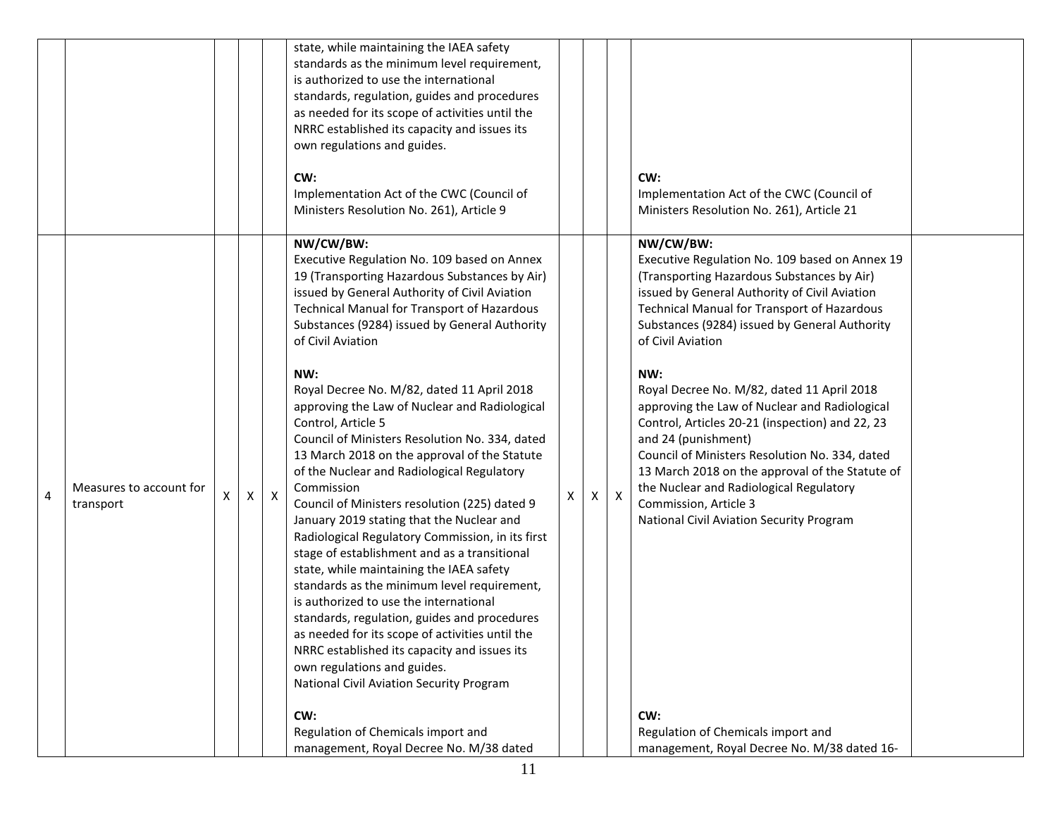| | | | | | | | | | | |
|---|---|---|---|---|---|---|---|---|---|---|
| | | | | | state, while maintaining the IAEA safety standards as the minimum level requirement, is authorized to use the international standards, regulation, guides and procedures as needed for its scope of activities until the NRRC established its capacity and issues its own regulations and guides.<br><br>**CW:**<br>Implementation Act of the CWC (Council of Ministers Resolution No. 261), Article 9 | | | | **CW:**<br>Implementation Act of the CWC (Council of Ministers Resolution No. 261), Article 21 | |
| 4 | Measures to account for transport | X | X | X | **NW/CW/BW:**<br>Executive Regulation No. 109 based on Annex 19 (Transporting Hazardous Substances by Air) issued by General Authority of Civil Aviation Technical Manual for Transport of Hazardous Substances (9284) issued by General Authority of Civil Aviation<br><br>**NW:**<br>Royal Decree No. M/82, dated 11 April 2018 approving the Law of Nuclear and Radiological Control, Article 5<br>Council of Ministers Resolution No. 334, dated 13 March 2018 on the approval of the Statute of the Nuclear and Radiological Regulatory Commission<br>Council of Ministers resolution (225) dated 9 January 2019 stating that the Nuclear and Radiological Regulatory Commission, in its first stage of establishment and as a transitional state, while maintaining the IAEA safety standards as the minimum level requirement, is authorized to use the international standards, regulation, guides and procedures as needed for its scope of activities until the NRRC established its capacity and issues its own regulations and guides.<br>National Civil Aviation Security Program<br><br>**CW:**<br>Regulation of Chemicals import and management, Royal Decree No. M/38 dated | X | X | X | **NW/CW/BW:**<br>Executive Regulation No. 109 based on Annex 19 (Transporting Hazardous Substances by Air) issued by General Authority of Civil Aviation Technical Manual for Transport of Hazardous Substances (9284) issued by General Authority of Civil Aviation<br><br>**NW:**<br>Royal Decree No. M/82, dated 11 April 2018 approving the Law of Nuclear and Radiological Control, Articles 20-21 (inspection) and 22, 23 and 24 (punishment)<br>Council of Ministers Resolution No. 334, dated 13 March 2018 on the approval of the Statute of the Nuclear and Radiological Regulatory Commission, Article 3<br>National Civil Aviation Security Program<br><br>**CW:**<br>Regulation of Chemicals import and management, Royal Decree No. M/38 dated 16- | |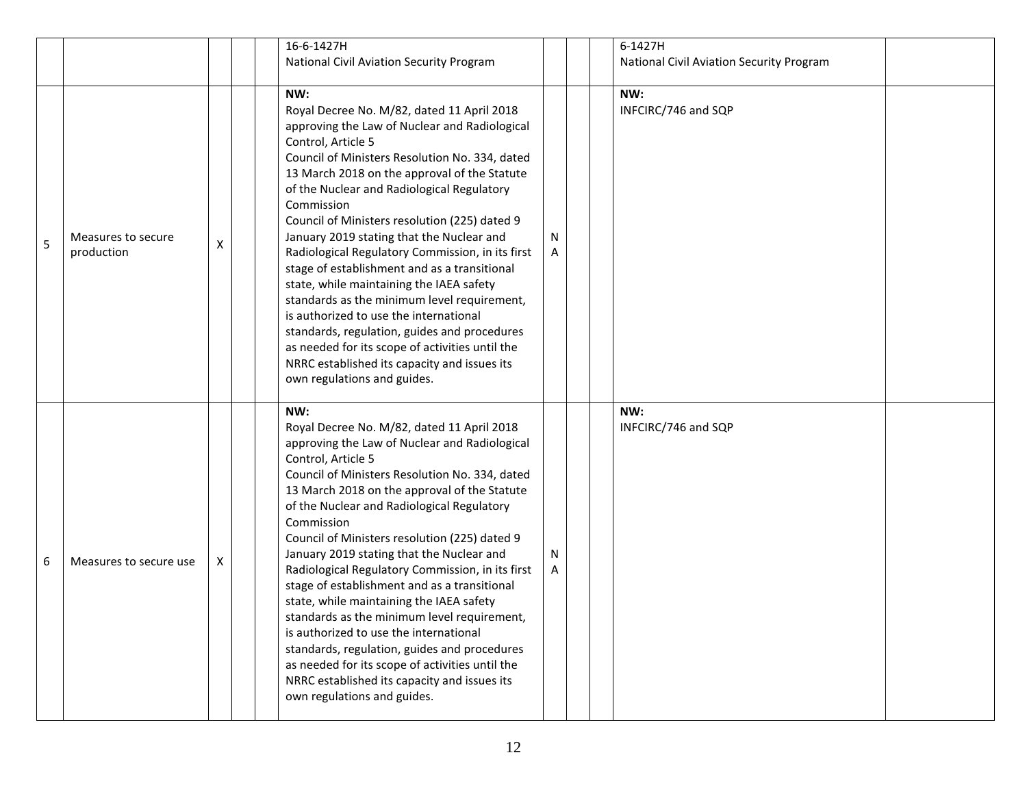| | | | | | | | | | | | |
|---|---|---|---|---|---|---|---|---|---|---|---|
| | | | | | 16-6-1427H<br>National Civil Aviation Security Program | | | | 6-1427H<br>National Civil Aviation Security Program | |
| 5 | Measures to secure production | X | | | **NW:**<br>Royal Decree No. M/82, dated 11 April 2018 approving the Law of Nuclear and Radiological Control, Article 5<br>Council of Ministers Resolution No. 334, dated 13 March 2018 on the approval of the Statute of the Nuclear and Radiological Regulatory Commission<br>Council of Ministers resolution (225) dated 9 January 2019 stating that the Nuclear and Radiological Regulatory Commission, in its first stage of establishment and as a transitional state, while maintaining the IAEA safety standards as the minimum level requirement, is authorized to use the international standards, regulation, guides and procedures as needed for its scope of activities until the NRRC established its capacity and issues its own regulations and guides. | NA | | | **NW:**<br>INFCIRC/746 and SQP | |
| 6 | Measures to secure use | X | | | **NW:**<br>Royal Decree No. M/82, dated 11 April 2018 approving the Law of Nuclear and Radiological Control, Article 5<br>Council of Ministers Resolution No. 334, dated 13 March 2018 on the approval of the Statute of the Nuclear and Radiological Regulatory Commission<br>Council of Ministers resolution (225) dated 9 January 2019 stating that the Nuclear and Radiological Regulatory Commission, in its first stage of establishment and as a transitional state, while maintaining the IAEA safety standards as the minimum level requirement, is authorized to use the international standards, regulation, guides and procedures as needed for its scope of activities until the NRRC established its capacity and issues its own regulations and guides. | NA | | | **NW:**<br>INFCIRC/746 and SQP | |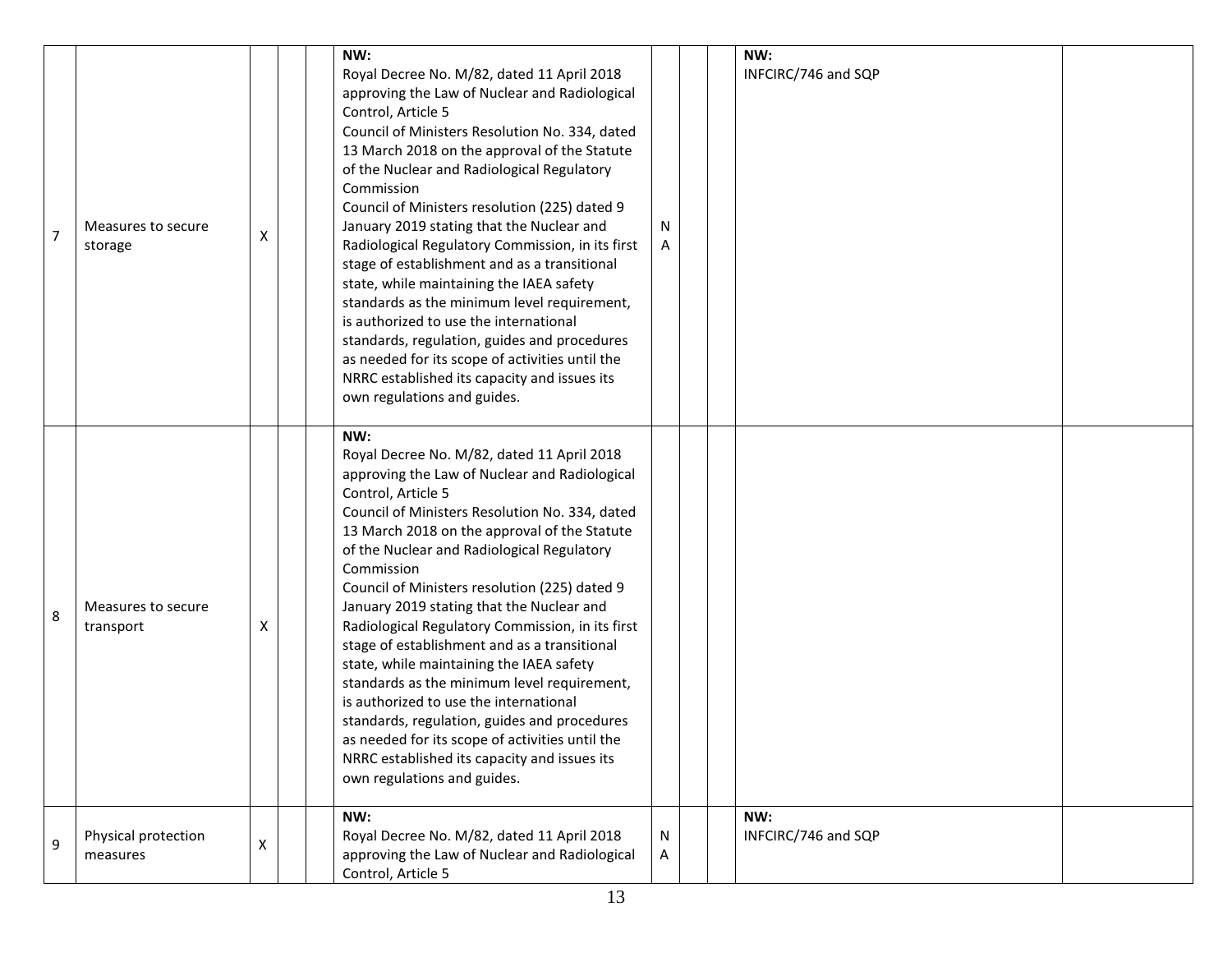| 7 | Measures to secure storage | X | | | **NW:**<br>Royal Decree No. M/82, dated 11 April 2018 approving the Law of Nuclear and Radiological Control, Article 5<br>Council of Ministers Resolution No. 334, dated 13 March 2018 on the approval of the Statute of the Nuclear and Radiological Regulatory Commission<br>Council of Ministers resolution (225) dated 9 January 2019 stating that the Nuclear and Radiological Regulatory Commission, in its first stage of establishment and as a transitional state, while maintaining the IAEA safety standards as the minimum level requirement, is authorized to use the international standards, regulation, guides and procedures as needed for its scope of activities until the NRRC established its capacity and issues its own regulations and guides. | NA | | | **NW:**<br>INFCIRC/746 and SQP | |
|---|---|---|---|---|---|---|---|---|---|---|
| 8 | Measures to secure transport | X | | | **NW:**<br>Royal Decree No. M/82, dated 11 April 2018 approving the Law of Nuclear and Radiological Control, Article 5<br>Council of Ministers Resolution No. 334, dated 13 March 2018 on the approval of the Statute of the Nuclear and Radiological Regulatory Commission<br>Council of Ministers resolution (225) dated 9 January 2019 stating that the Nuclear and Radiological Regulatory Commission, in its first stage of establishment and as a transitional state, while maintaining the IAEA safety standards as the minimum level requirement, is authorized to use the international standards, regulation, guides and procedures as needed for its scope of activities until the NRRC established its capacity and issues its own regulations and guides. | | | | | |
| 9 | Physical protection measures | X | | | **NW:**<br>Royal Decree No. M/82, dated 11 April 2018 approving the Law of Nuclear and Radiological Control, Article 5 | NA | | | **NW:**<br>INFCIRC/746 and SQP | |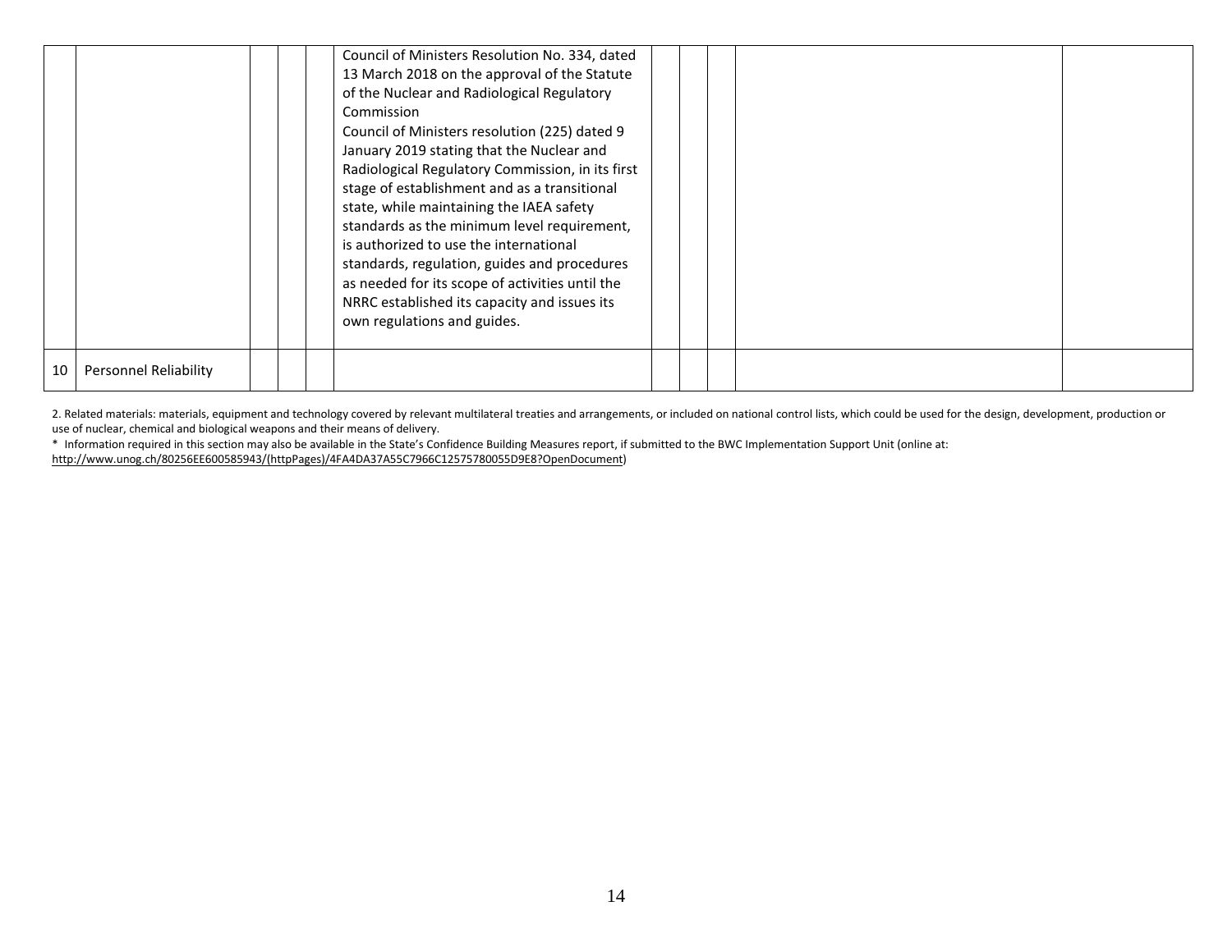| | | | | | | | | | | |
|---|---|---|---|---|---|---|---|---|---|---|
| | | | | | Council of Ministers Resolution No. 334, dated 13 March 2018 on the approval of the Statute of the Nuclear and Radiological Regulatory Commission<br>Council of Ministers resolution (225) dated 9 January 2019 stating that the Nuclear and Radiological Regulatory Commission, in its first stage of establishment and as a transitional state, while maintaining the IAEA safety standards as the minimum level requirement, is authorized to use the international standards, regulation, guides and procedures as needed for its scope of activities until the NRRC established its capacity and issues its own regulations and guides. | | | | | |
| 10 | Personnel Reliability | | | | | | | | | |

2. Related materials: materials, equipment and technology covered by relevant multilateral treaties and arrangements, or included on national control lists, which could be used for the design, development, production or use of nuclear, chemical and biological weapons and their means of delivery.

* Information required in this section may also be available in the State's Confidence Building Measures report, if submitted to the BWC Implementation Support Unit (online at: http://www.unog.ch/80256EE600585943/(httpPages)/4FA4DA37A55C7966C12575780055D9E8?OpenDocument)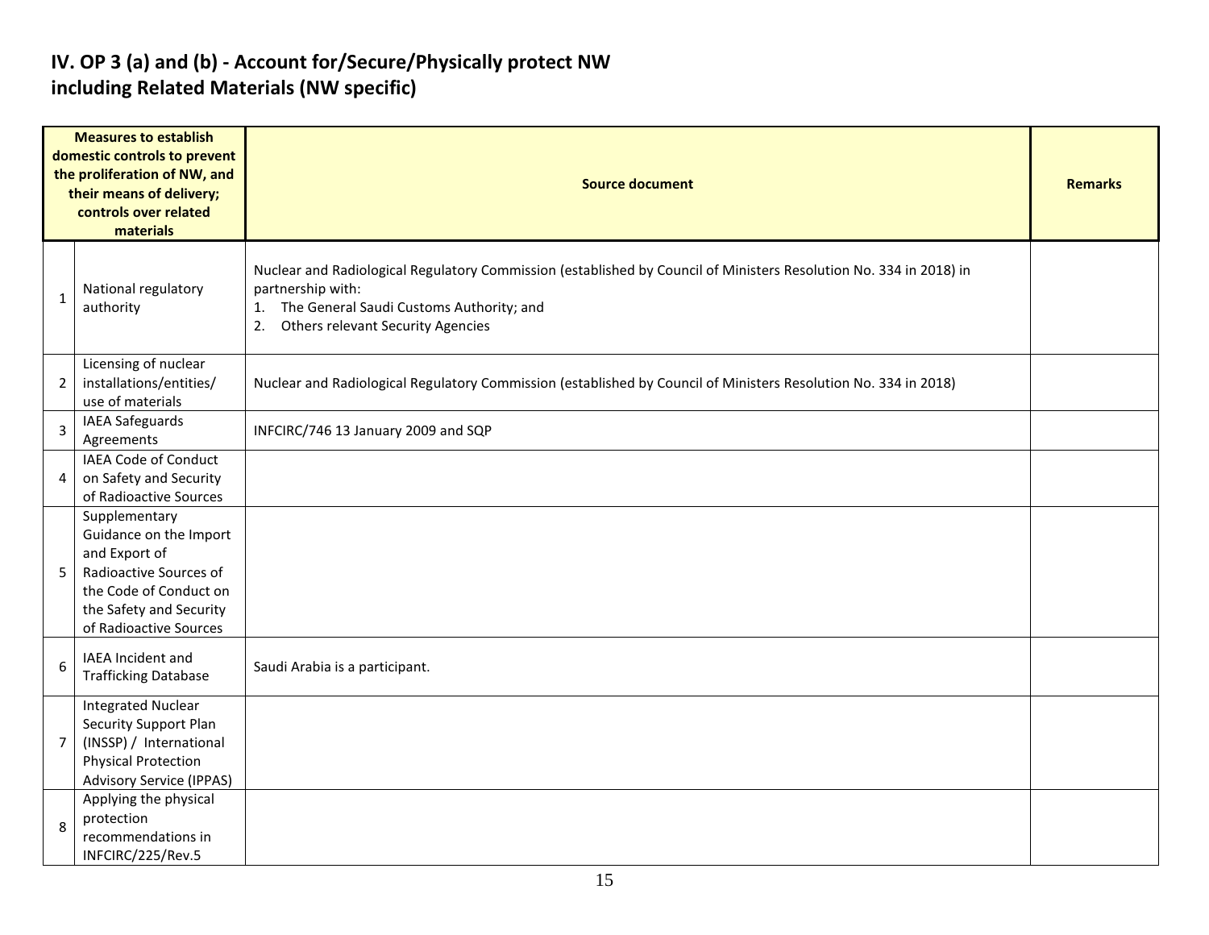# IV. OP 3 (a) and (b) - Account for/Secure/Physically protect NW including Related Materials (NW specific)

| Measures to establish domestic controls to prevent the proliferation of NW, and their means of delivery; controls over related materials | | Source document | Remarks |
|---|---|---|---|
| 1 | National regulatory authority | Nuclear and Radiological Regulatory Commission (established by Council of Ministers Resolution No. 334 in 2018) in partnership with:<br>1. The General Saudi Customs Authority; and<br>2. Others relevant Security Agencies | |
| 2 | Licensing of nuclear installations/entities/ use of materials | Nuclear and Radiological Regulatory Commission (established by Council of Ministers Resolution No. 334 in 2018) | |
| 3 | IAEA Safeguards Agreements | INFCIRC/746 13 January 2009 and SQP | |
| 4 | IAEA Code of Conduct on Safety and Security of Radioactive Sources | | |
| 5 | Supplementary Guidance on the Import and Export of Radioactive Sources of the Code of Conduct on the Safety and Security of Radioactive Sources | | |
| 6 | IAEA Incident and Trafficking Database | Saudi Arabia is a participant. | |
| 7 | Integrated Nuclear Security Support Plan (INSSP) / International Physical Protection Advisory Service (IPPAS) | | |
| 8 | Applying the physical protection recommendations in INFCIRC/225/Rev.5 | | |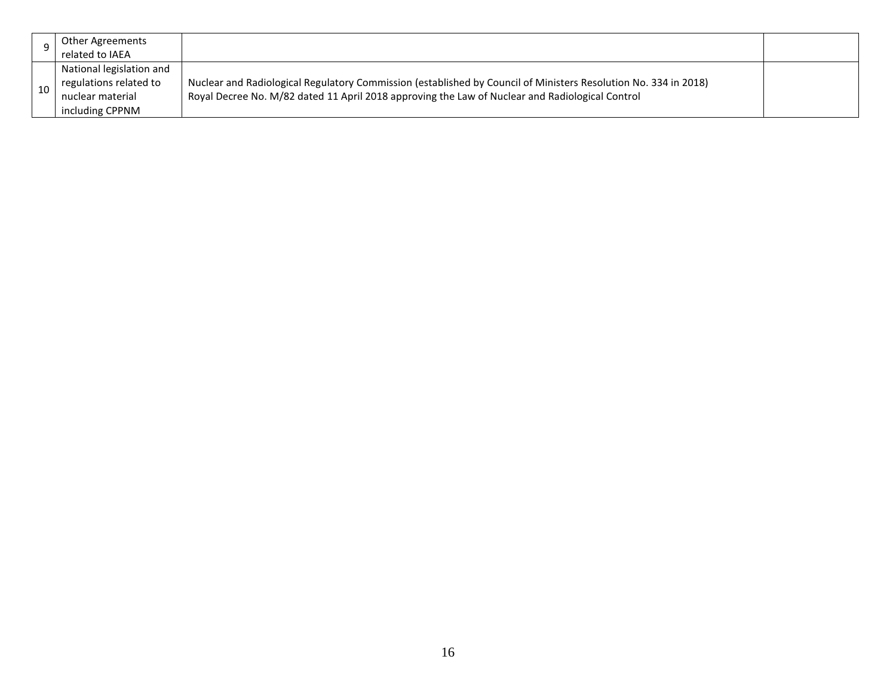| 9 | Other Agreements related to IAEA | | |
|---|---|---|---|
| 10 | National legislation and regulations related to nuclear material including CPPNM | Nuclear and Radiological Regulatory Commission (established by Council of Ministers Resolution No. 334 in 2018)<br>Royal Decree No. M/82 dated 11 April 2018 approving the Law of Nuclear and Radiological Control | |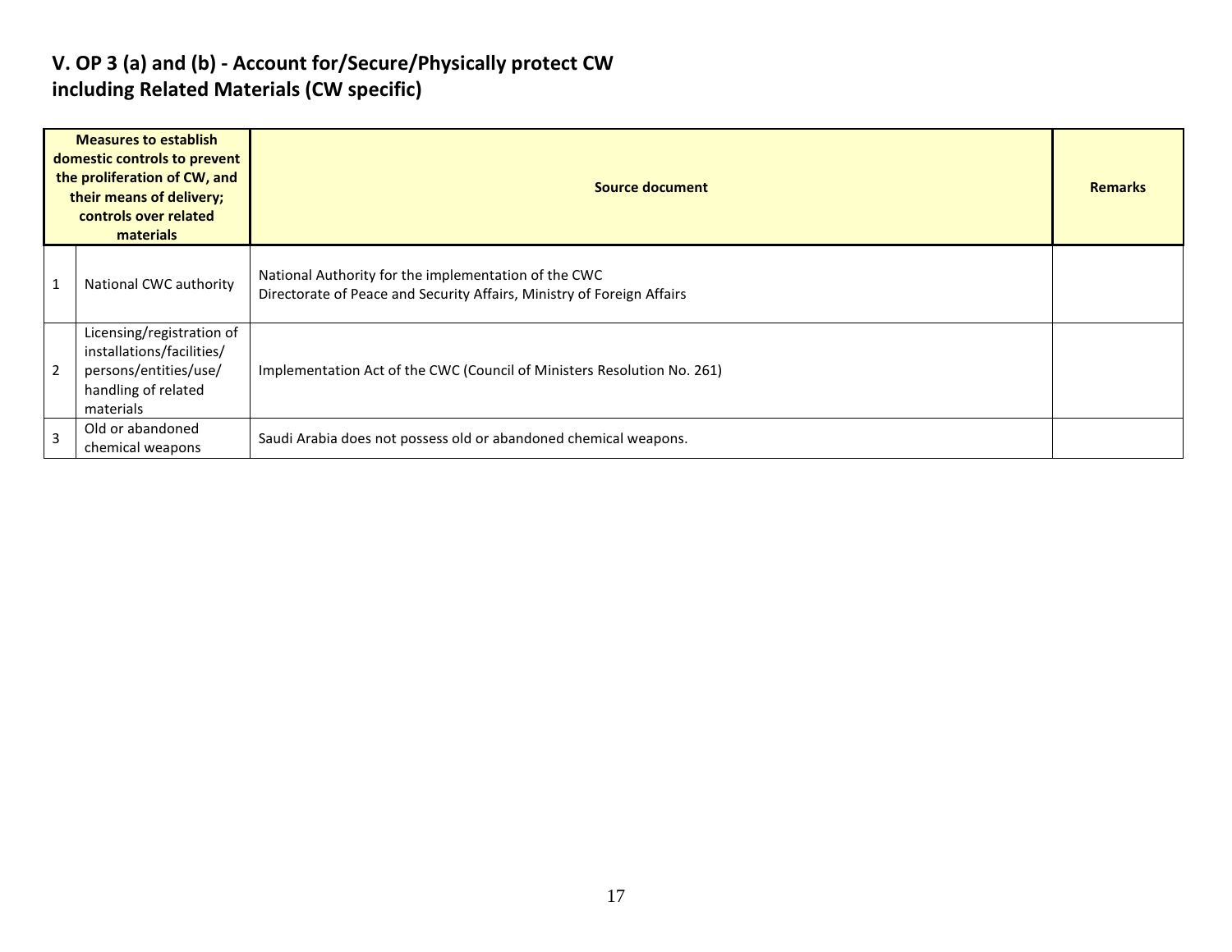## V. OP 3 (a) and (b) - Account for/Secure/Physically protect CW including Related Materials (CW specific)

| | Measures to establish domestic controls to prevent the proliferation of CW, and their means of delivery; controls over related materials | Source document | Remarks |
|---|---|---|---|
| 1 | National CWC authority | National Authority for the implementation of the CWC<br>Directorate of Peace and Security Affairs, Ministry of Foreign Affairs | |
| 2 | Licensing/registration of installations/facilities/ persons/entities/use/ handling of related materials | Implementation Act of the CWC (Council of Ministers Resolution No. 261) | |
| 3 | Old or abandoned chemical weapons | Saudi Arabia does not possess old or abandoned chemical weapons. | |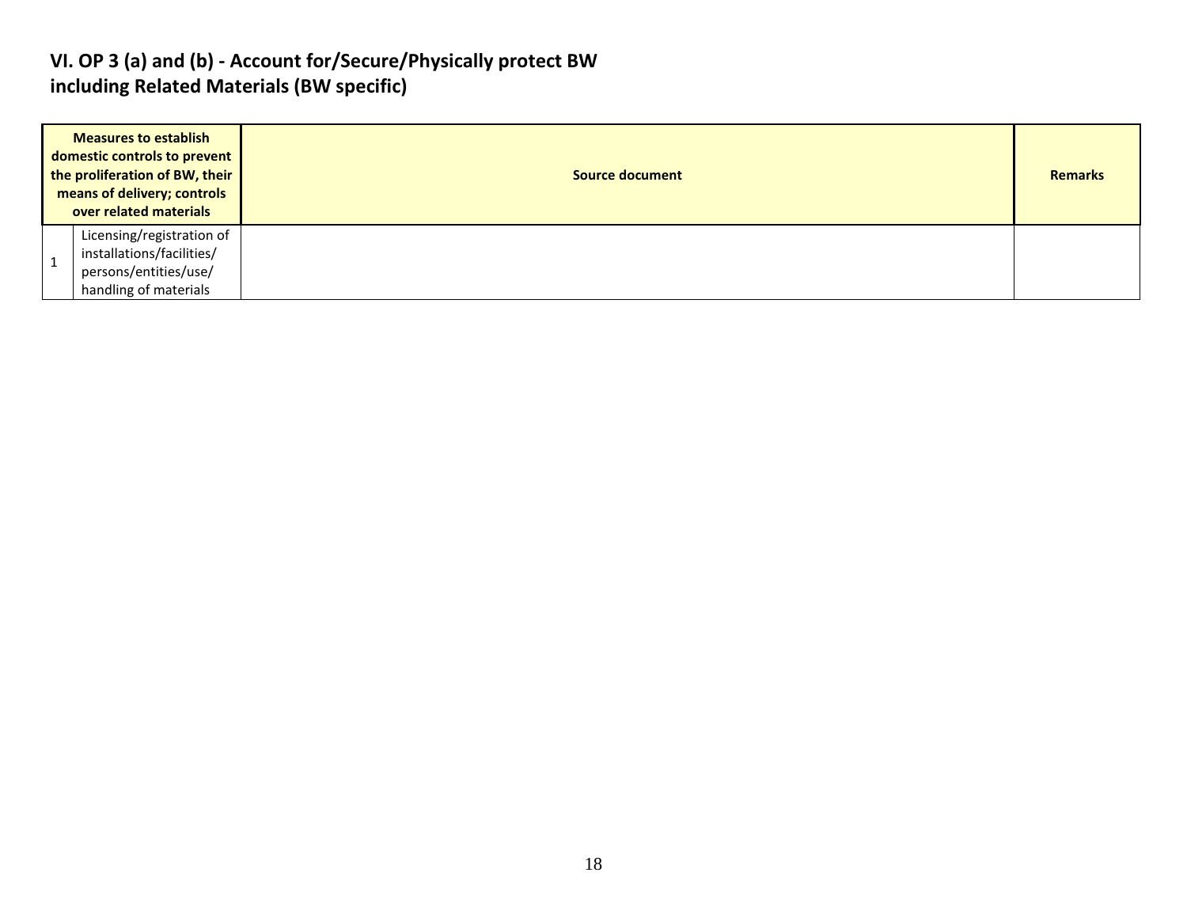## VI. OP 3 (a) and (b) - Account for/Secure/Physically protect BW including Related Materials (BW specific)

| Measures to establish domestic controls to prevent the proliferation of BW, their means of delivery; controls over related materials | | Source document | Remarks |
|---|---|---|---|
| 1 | Licensing/registration of installations/facilities/ persons/entities/use/ handling of materials | | |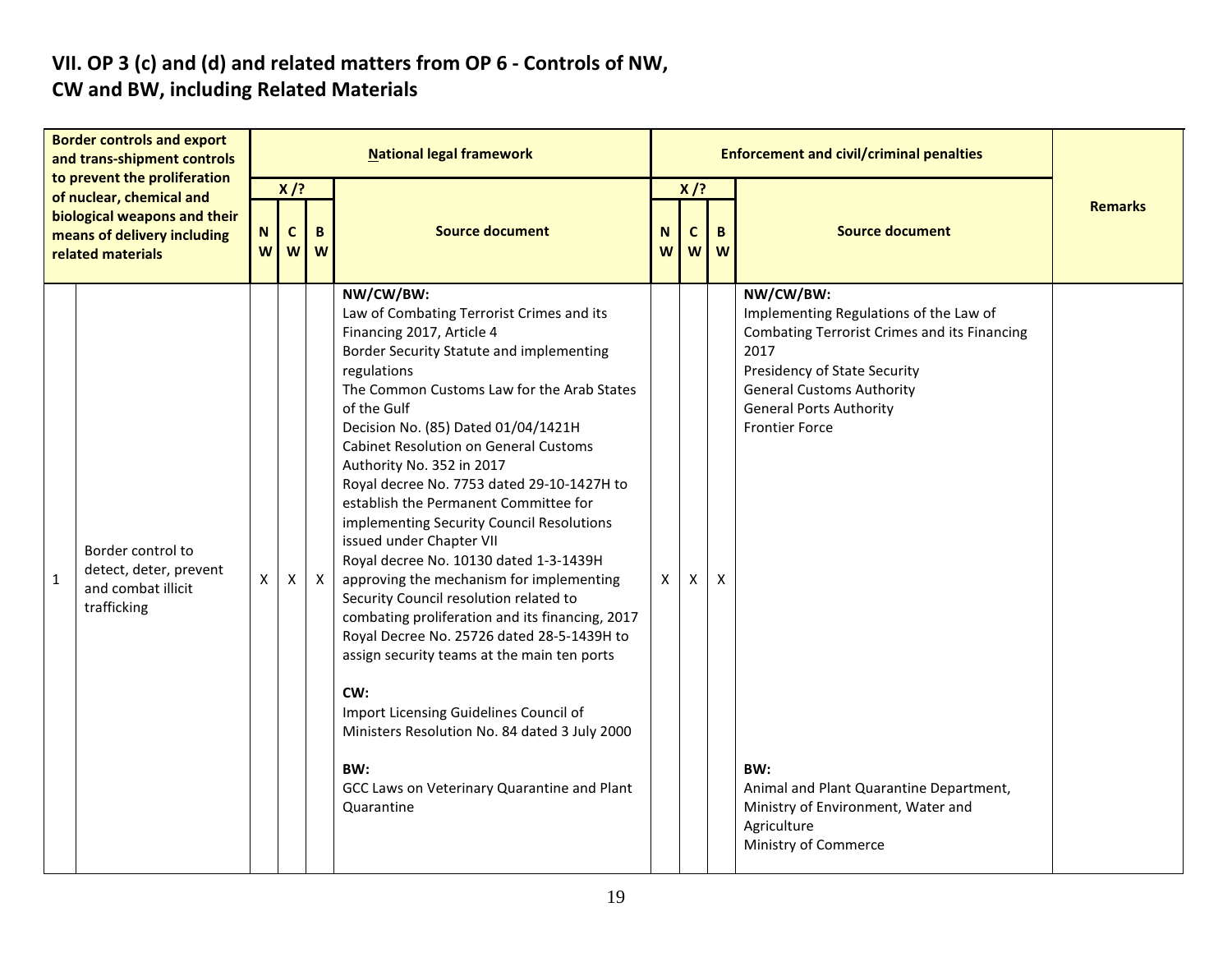## VII. OP 3 (c) and (d) and related matters from OP 6 - Controls of NW, CW and BW, including Related Materials

| Border controls and export and trans-shipment controls to prevent the proliferation of nuclear, chemical and biological weapons and their means of delivery including related materials | | National legal framework | | | | Enforcement and civil/criminal penalties | | | | Remarks |
|---|---|---|---|---|---|---|---|---|---|---|
| | | X /? | | | Source document | X /? | | | Source document | |
| | | NW | CW | BW | | NW | CW | BW | | |
| 1 | Border control to detect, deter, prevent and combat illicit trafficking | X | X | X | **NW/CW/BW:**<br>Law of Combating Terrorist Crimes and its Financing 2017, Article 4<br>Border Security Statute and implementing regulations<br>The Common Customs Law for the Arab States of the Gulf<br>Decision No. (85) Dated 01/04/1421H<br>Cabinet Resolution on General Customs Authority No. 352 in 2017<br>Royal decree No. 7753 dated 29-10-1427H to establish the Permanent Committee for implementing Security Council Resolutions issued under Chapter VII<br>Royal decree No. 10130 dated 1-3-1439H approving the mechanism for implementing Security Council resolution related to combating proliferation and its financing, 2017<br>Royal Decree No. 25726 dated 28-5-1439H to assign security teams at the main ten ports<br><br>**CW:**<br>Import Licensing Guidelines Council of Ministers Resolution No. 84 dated 3 July 2000<br><br>**BW:**<br>GCC Laws on Veterinary Quarantine and Plant Quarantine | X | X | X | **NW/CW/BW:**<br>Implementing Regulations of the Law of Combating Terrorist Crimes and its Financing 2017<br>Presidency of State Security<br>General Customs Authority<br>General Ports Authority<br>Frontier Force<br><br>**BW:**<br>Animal and Plant Quarantine Department, Ministry of Environment, Water and Agriculture<br>Ministry of Commerce | |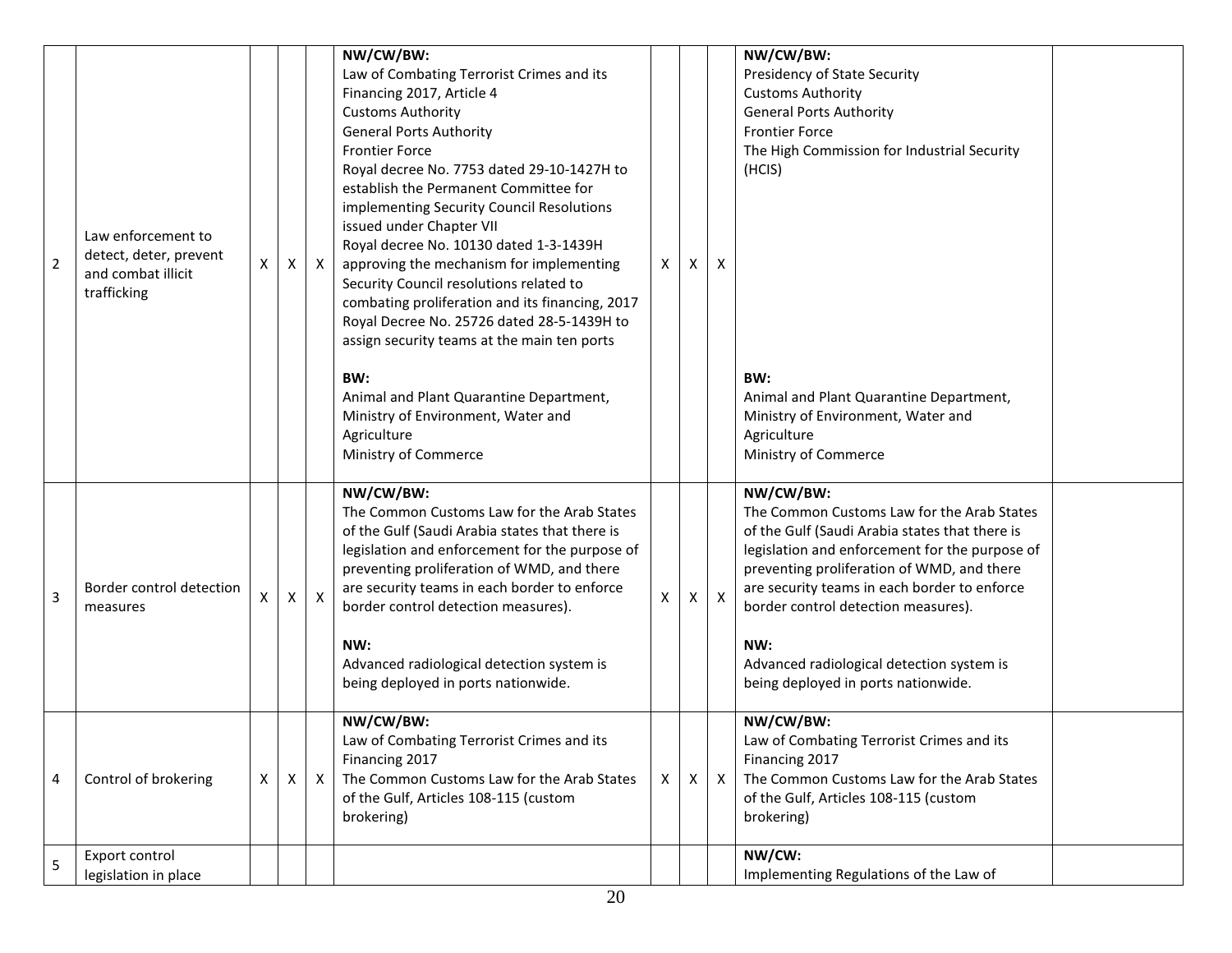| 2 | Law enforcement to detect, deter, prevent and combat illicit trafficking | X | X | X | **NW/CW/BW:**<br>Law of Combating Terrorist Crimes and its Financing 2017, Article 4<br>Customs Authority<br>General Ports Authority<br>Frontier Force<br>Royal decree No. 7753 dated 29-10-1427H to establish the Permanent Committee for implementing Security Council Resolutions issued under Chapter VII<br>Royal decree No. 10130 dated 1-3-1439H approving the mechanism for implementing Security Council resolutions related to combating proliferation and its financing, 2017<br>Royal Decree No. 25726 dated 28-5-1439H to assign security teams at the main ten ports<br><br>**BW:**<br>Animal and Plant Quarantine Department, Ministry of Environment, Water and Agriculture<br>Ministry of Commerce | X | X | X | **NW/CW/BW:**<br>Presidency of State Security<br>Customs Authority<br>General Ports Authority<br>Frontier Force<br>The High Commission for Industrial Security (HCIS)<br><br>**BW:**<br>Animal and Plant Quarantine Department, Ministry of Environment, Water and Agriculture<br>Ministry of Commerce | |
|---|---|---|---|---|---|---|---|---|---|---|
| 3 | Border control detection measures | X | X | X | **NW/CW/BW:**<br>The Common Customs Law for the Arab States of the Gulf (Saudi Arabia states that there is legislation and enforcement for the purpose of preventing proliferation of WMD, and there are security teams in each border to enforce border control detection measures).<br><br>**NW:**<br>Advanced radiological detection system is being deployed in ports nationwide. | X | X | X | **NW/CW/BW:**<br>The Common Customs Law for the Arab States of the Gulf (Saudi Arabia states that there is legislation and enforcement for the purpose of preventing proliferation of WMD, and there are security teams in each border to enforce border control detection measures).<br><br>**NW:**<br>Advanced radiological detection system is being deployed in ports nationwide. | |
| 4 | Control of brokering | X | X | X | **NW/CW/BW:**<br>Law of Combating Terrorist Crimes and its Financing 2017<br>The Common Customs Law for the Arab States of the Gulf, Articles 108-115 (custom brokering) | X | X | X | **NW/CW/BW:**<br>Law of Combating Terrorist Crimes and its Financing 2017<br>The Common Customs Law for the Arab States of the Gulf, Articles 108-115 (custom brokering) | |
| 5 | Export control legislation in place | | | | | | | | **NW/CW:**<br>Implementing Regulations of the Law of | |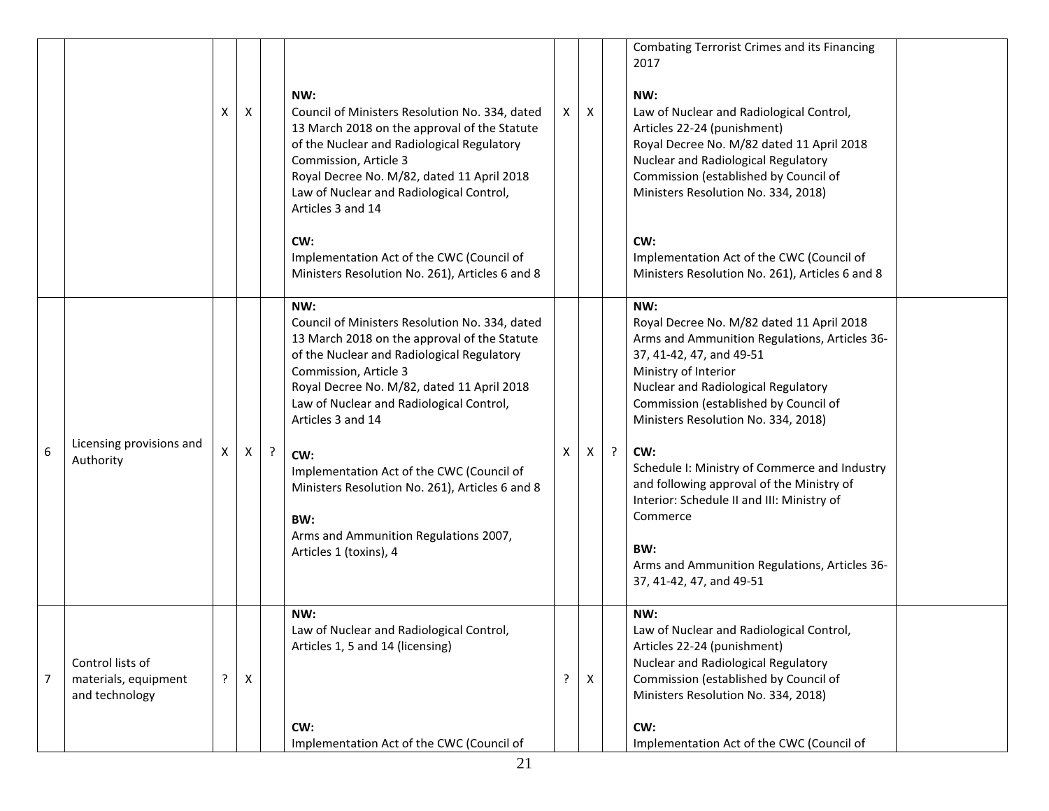| | | | | | | | | | | |
|---|---|---|---|---|---|---|---|---|---|---|
| | | X | X | | NW:<br>Council of Ministers Resolution No. 334, dated 13 March 2018 on the approval of the Statute of the Nuclear and Radiological Regulatory Commission, Article 3<br>Royal Decree No. M/82, dated 11 April 2018 Law of Nuclear and Radiological Control, Articles 3 and 14<br><br>CW:<br>Implementation Act of the CWC (Council of Ministers Resolution No. 261), Articles 6 and 8 | X | X | | Combating Terrorist Crimes and its Financing 2017<br><br>NW:<br>Law of Nuclear and Radiological Control, Articles 22-24 (punishment)<br>Royal Decree No. M/82 dated 11 April 2018 Nuclear and Radiological Regulatory Commission (established by Council of Ministers Resolution No. 334, 2018)<br><br>CW:<br>Implementation Act of the CWC (Council of Ministers Resolution No. 261), Articles 6 and 8 | |
| 6 | Licensing provisions and Authority | X | X | ? | NW:<br>Council of Ministers Resolution No. 334, dated 13 March 2018 on the approval of the Statute of the Nuclear and Radiological Regulatory Commission, Article 3<br>Royal Decree No. M/82, dated 11 April 2018 Law of Nuclear and Radiological Control, Articles 3 and 14<br><br>CW:<br>Implementation Act of the CWC (Council of Ministers Resolution No. 261), Articles 6 and 8<br><br>BW:<br>Arms and Ammunition Regulations 2007, Articles 1 (toxins), 4 | X | X | ? | NW:<br>Royal Decree No. M/82 dated 11 April 2018 Arms and Ammunition Regulations, Articles 36-37, 41-42, 47, and 49-51<br>Ministry of Interior<br>Nuclear and Radiological Regulatory Commission (established by Council of Ministers Resolution No. 334, 2018)<br><br>CW:<br>Schedule I: Ministry of Commerce and Industry and following approval of the Ministry of Interior: Schedule II and III: Ministry of Commerce<br><br>BW:<br>Arms and Ammunition Regulations, Articles 36-37, 41-42, 47, and 49-51 | |
| 7 | Control lists of materials, equipment and technology | ? | X | | NW:<br>Law of Nuclear and Radiological Control, Articles 1, 5 and 14 (licensing)<br><br>CW:<br>Implementation Act of the CWC (Council of | ? | X | | NW:<br>Law of Nuclear and Radiological Control, Articles 22-24 (punishment)<br>Nuclear and Radiological Regulatory Commission (established by Council of Ministers Resolution No. 334, 2018)<br><br>CW:<br>Implementation Act of the CWC (Council of | |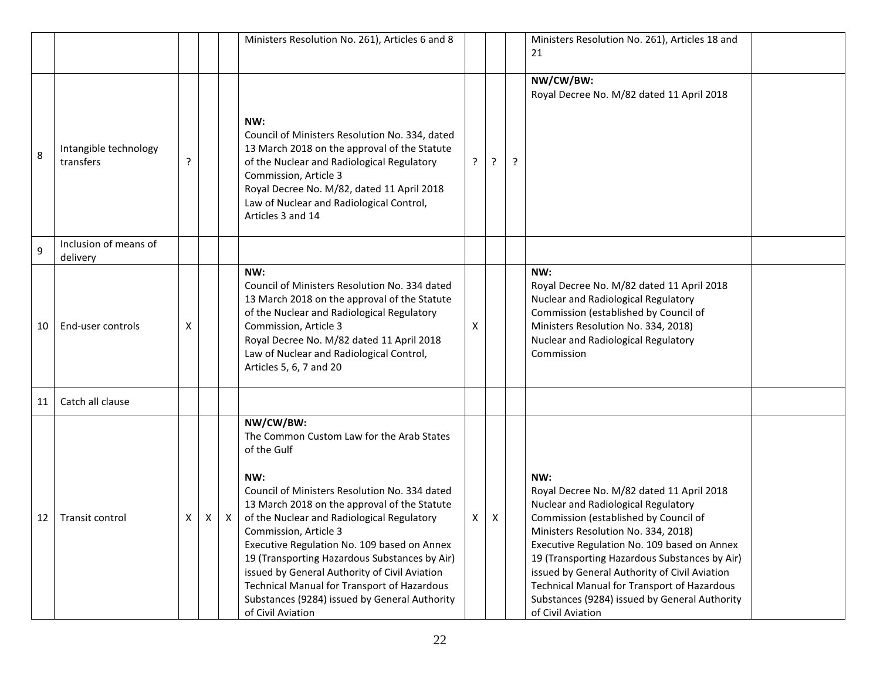| | | | | | | | | | | |
|---|---|---|---|---|---|---|---|---|---|---|
| | | | | | Ministers Resolution No. 261), Articles 6 and 8 | | | | Ministers Resolution No. 261), Articles 18 and 21 | |
| 8 | Intangible technology transfers | ? | | | NW:<br>Council of Ministers Resolution No. 334, dated 13 March 2018 on the approval of the Statute of the Nuclear and Radiological Regulatory Commission, Article 3<br>Royal Decree No. M/82, dated 11 April 2018 Law of Nuclear and Radiological Control, Articles 3 and 14 | ? | ? | ? | NW/CW/BW:<br>Royal Decree No. M/82 dated 11 April 2018 | |
| 9 | Inclusion of means of delivery | | | | | | | | | |
| 10 | End-user controls | X | | | NW:<br>Council of Ministers Resolution No. 334 dated 13 March 2018 on the approval of the Statute of the Nuclear and Radiological Regulatory Commission, Article 3<br>Royal Decree No. M/82 dated 11 April 2018 Law of Nuclear and Radiological Control, Articles 5, 6, 7 and 20 | X | | | NW:<br>Royal Decree No. M/82 dated 11 April 2018<br>Nuclear and Radiological Regulatory Commission (established by Council of Ministers Resolution No. 334, 2018)<br>Nuclear and Radiological Regulatory Commission | |
| 11 | Catch all clause | | | | | | | | | |
| 12 | Transit control | X | X | X | NW/CW/BW:<br>The Common Custom Law for the Arab States of the Gulf<br><br>NW:<br>Council of Ministers Resolution No. 334 dated 13 March 2018 on the approval of the Statute of the Nuclear and Radiological Regulatory Commission, Article 3<br>Executive Regulation No. 109 based on Annex 19 (Transporting Hazardous Substances by Air) issued by General Authority of Civil Aviation<br>Technical Manual for Transport of Hazardous Substances (9284) issued by General Authority of Civil Aviation | X | X | | NW:<br>Royal Decree No. M/82 dated 11 April 2018<br>Nuclear and Radiological Regulatory Commission (established by Council of Ministers Resolution No. 334, 2018)<br>Executive Regulation No. 109 based on Annex 19 (Transporting Hazardous Substances by Air) issued by General Authority of Civil Aviation<br>Technical Manual for Transport of Hazardous Substances (9284) issued by General Authority of Civil Aviation | |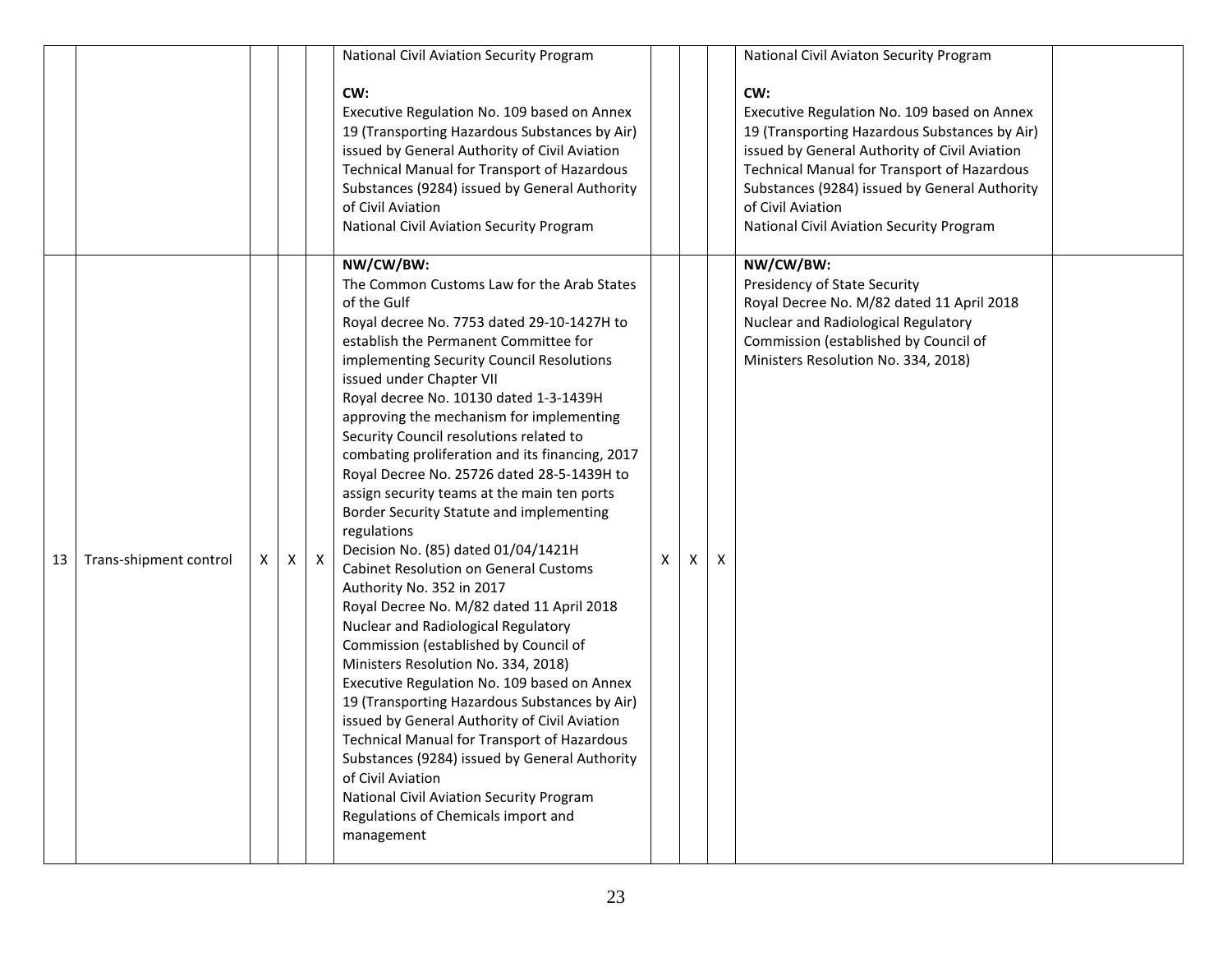| | | | | | | | | | | |
|---|---|---|---|---|---|---|---|---|---|---|
| | | | | | National Civil Aviation Security Program<br><br>**CW:**<br>Executive Regulation No. 109 based on Annex 19 (Transporting Hazardous Substances by Air) issued by General Authority of Civil Aviation<br>Technical Manual for Transport of Hazardous Substances (9284) issued by General Authority of Civil Aviation<br>National Civil Aviation Security Program | | | | National Civil Aviaton Security Program<br><br>**CW:**<br>Executive Regulation No. 109 based on Annex 19 (Transporting Hazardous Substances by Air) issued by General Authority of Civil Aviation<br>Technical Manual for Transport of Hazardous Substances (9284) issued by General Authority of Civil Aviation<br>National Civil Aviation Security Program | |
| 13 | Trans-shipment control | X | X | X | **NW/CW/BW:**<br>The Common Customs Law for the Arab States of the Gulf<br>Royal decree No. 7753 dated 29-10-1427H to establish the Permanent Committee for implementing Security Council Resolutions issued under Chapter VII<br>Royal decree No. 10130 dated 1-3-1439H approving the mechanism for implementing Security Council resolutions related to combating proliferation and its financing, 2017<br>Royal Decree No. 25726 dated 28-5-1439H to assign security teams at the main ten ports<br>Border Security Statute and implementing regulations<br>Decision No. (85) dated 01/04/1421H<br>Cabinet Resolution on General Customs Authority No. 352 in 2017<br>Royal Decree No. M/82 dated 11 April 2018<br>Nuclear and Radiological Regulatory Commission (established by Council of Ministers Resolution No. 334, 2018)<br>Executive Regulation No. 109 based on Annex 19 (Transporting Hazardous Substances by Air) issued by General Authority of Civil Aviation<br>Technical Manual for Transport of Hazardous Substances (9284) issued by General Authority of Civil Aviation<br>National Civil Aviation Security Program<br>Regulations of Chemicals import and management | X | X | X | **NW/CW/BW:**<br>Presidency of State Security<br>Royal Decree No. M/82 dated 11 April 2018<br>Nuclear and Radiological Regulatory Commission (established by Council of Ministers Resolution No. 334, 2018) | |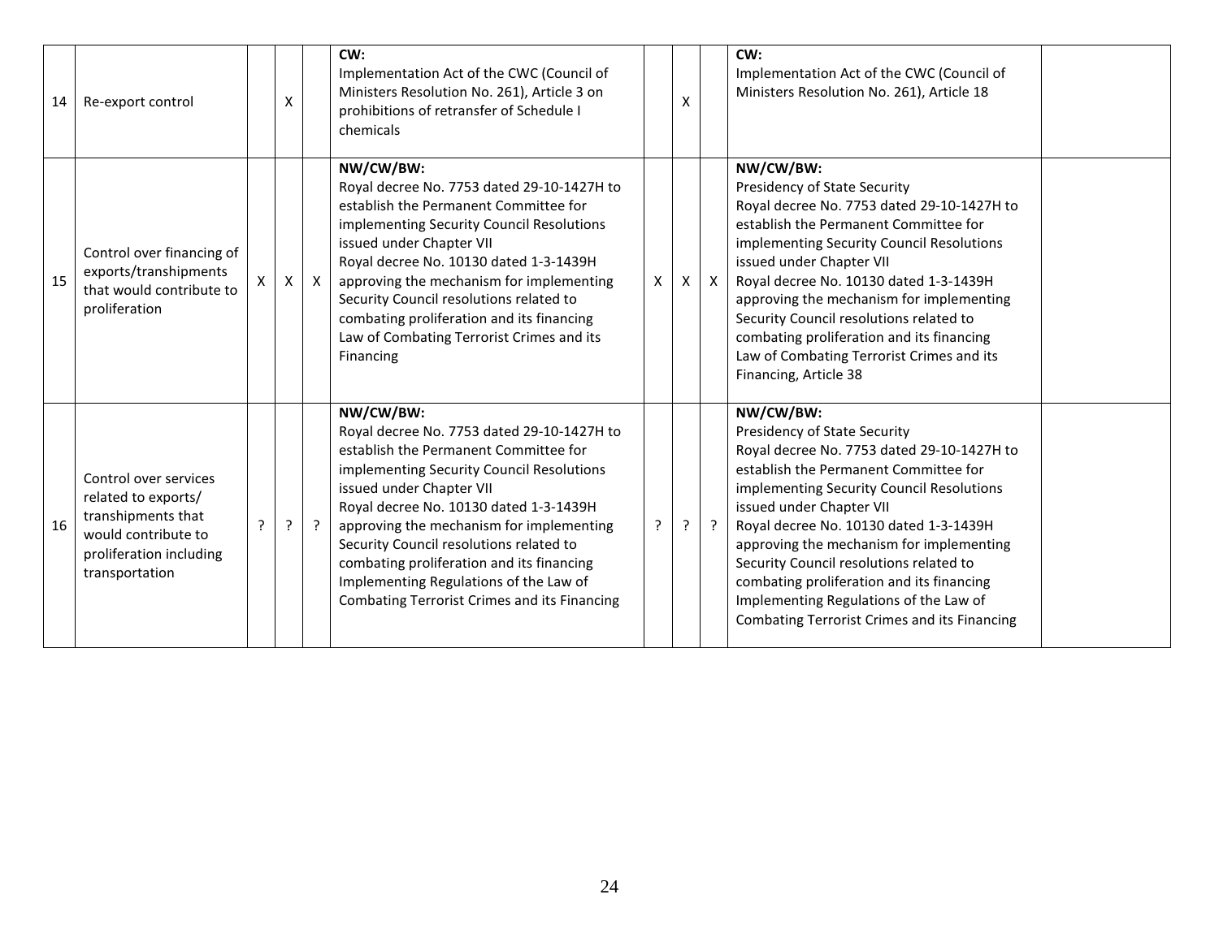| 14 | Re-export control | | X | | **CW:**<br>Implementation Act of the CWC (Council of Ministers Resolution No. 261), Article 3 on prohibitions of retransfer of Schedule I chemicals | | X | | **CW:**<br>Implementation Act of the CWC (Council of Ministers Resolution No. 261), Article 18 | |
|---|---|---|---|---|---|---|---|---|---|---|
| 15 | Control over financing of exports/transhipments that would contribute to proliferation | X | X | X | **NW/CW/BW:**<br>Royal decree No. 7753 dated 29-10-1427H to establish the Permanent Committee for implementing Security Council Resolutions issued under Chapter VII<br>Royal decree No. 10130 dated 1-3-1439H approving the mechanism for implementing Security Council resolutions related to combating proliferation and its financing<br>Law of Combating Terrorist Crimes and its Financing | X | X | X | **NW/CW/BW:**<br>Presidency of State Security<br>Royal decree No. 7753 dated 29-10-1427H to establish the Permanent Committee for implementing Security Council Resolutions issued under Chapter VII<br>Royal decree No. 10130 dated 1-3-1439H approving the mechanism for implementing Security Council resolutions related to combating proliferation and its financing<br>Law of Combating Terrorist Crimes and its Financing, Article 38 | |
| 16 | Control over services related to exports/ transhipments that would contribute to proliferation including transportation | ? | ? | ? | **NW/CW/BW:**<br>Royal decree No. 7753 dated 29-10-1427H to establish the Permanent Committee for implementing Security Council Resolutions issued under Chapter VII<br>Royal decree No. 10130 dated 1-3-1439H approving the mechanism for implementing Security Council resolutions related to combating proliferation and its financing<br>Implementing Regulations of the Law of Combating Terrorist Crimes and its Financing | ? | ? | ? | **NW/CW/BW:**<br>Presidency of State Security<br>Royal decree No. 7753 dated 29-10-1427H to establish the Permanent Committee for implementing Security Council Resolutions issued under Chapter VII<br>Royal decree No. 10130 dated 1-3-1439H approving the mechanism for implementing Security Council resolutions related to combating proliferation and its financing<br>Implementing Regulations of the Law of Combating Terrorist Crimes and its Financing | |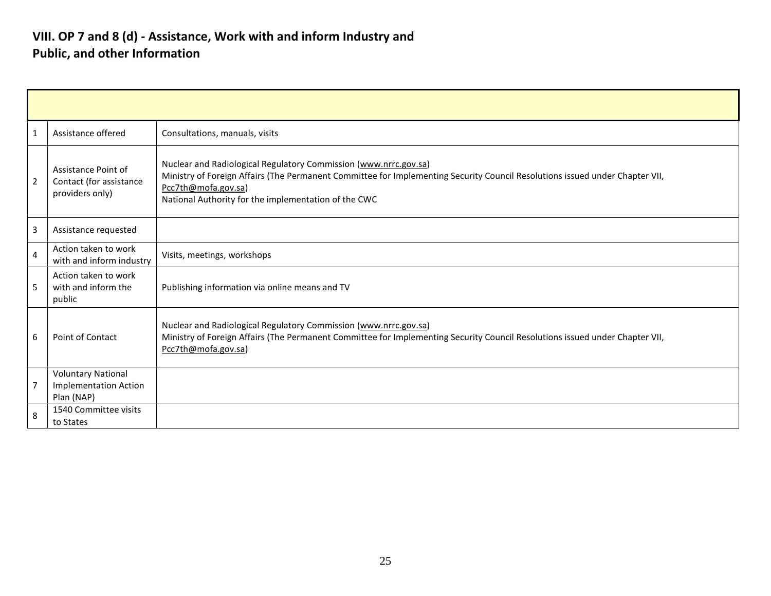## VIII. OP 7 and 8 (d) - Assistance, Work with and inform Industry and Public, and other Information

| | | |
|---|---|---|
| 1 | Assistance offered | Consultations, manuals, visits |
| 2 | Assistance Point of Contact (for assistance providers only) | Nuclear and Radiological Regulatory Commission (www.nrrc.gov.sa)<br>Ministry of Foreign Affairs (The Permanent Committee for Implementing Security Council Resolutions issued under Chapter VII, Pcc7th@mofa.gov.sa)<br>National Authority for the implementation of the CWC |
| 3 | Assistance requested | |
| 4 | Action taken to work with and inform industry | Visits, meetings, workshops |
| 5 | Action taken to work with and inform the public | Publishing information via online means and TV |
| 6 | Point of Contact | Nuclear and Radiological Regulatory Commission (www.nrrc.gov.sa)<br>Ministry of Foreign Affairs (The Permanent Committee for Implementing Security Council Resolutions issued under Chapter VII, Pcc7th@mofa.gov.sa) |
| 7 | Voluntary National Implementation Action Plan (NAP) | |
| 8 | 1540 Committee visits to States | |